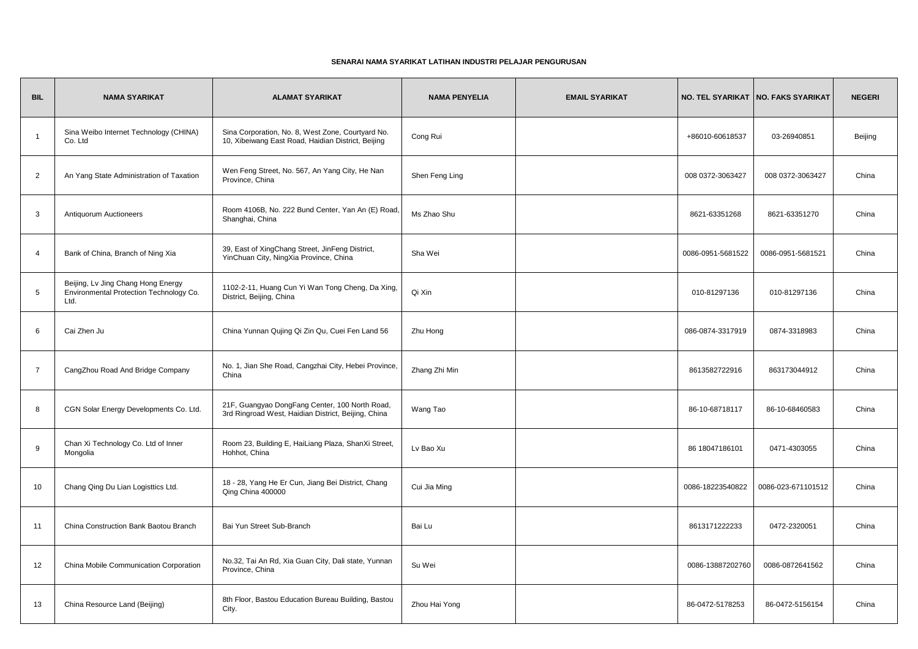**SENARAI NAMA SYARIKAT LATIHAN INDUSTRI PELAJAR PENGURUSAN**

| BIL | NAMA SYARIKAT | ALAMAT SYARIKAT | NAMA PENYELIA | EMAIL SYARIKAT | NO. TEL SYARIKAT | NO. FAKS SYARIKAT | NEGERI |
|---|---|---|---|---|---|---|---|
| 1 | Sina Weibo Internet Technology (CHINA) Co. Ltd | Sina Corporation, No. 8, West Zone, Courtyard No. 10, Xibeiwang East Road, Haidian District, Beijing | Cong Rui | | +86010-60618537 | 03-26940851 | Beijing |
| 2 | An Yang State Administration of Taxation | Wen Feng Street, No. 567, An Yang City, He Nan Province, China | Shen Feng Ling | | 008 0372-3063427 | 008 0372-3063427 | China |
| 3 | Antiquorum Auctioneers | Room 4106B, No. 222 Bund Center, Yan An (E) Road, Shanghai, China | Ms Zhao Shu | | 8621-63351268 | 8621-63351270 | China |
| 4 | Bank of China, Branch of Ning Xia | 39, East of XingChang Street, JinFeng District, YinChuan City, NingXia Province, China | Sha Wei | | 0086-0951-5681522 | 0086-0951-5681521 | China |
| 5 | Beijing, Lv Jing Chang Hong Energy Environmental Protection Technology Co. Ltd. | 1102-2-11, Huang Cun Yi Wan Tong Cheng, Da Xing, District, Beijing, China | Qi Xin | | 010-81297136 | 010-81297136 | China |
| 6 | Cai Zhen Ju | China Yunnan Qujing Qi Zin Qu, Cuei Fen Land 56 | Zhu Hong | | 086-0874-3317919 | 0874-3318983 | China |
| 7 | CangZhou Road And Bridge Company | No. 1, Jian She Road, Cangzhai City, Hebei Province, China | Zhang Zhi Min | | 8613582722916 | 863173044912 | China |
| 8 | CGN Solar Energy Developments Co. Ltd. | 21F, Guangyao DongFang Center, 100 North Road, 3rd Ringroad West, Haidian District, Beijing, China | Wang Tao | | 86-10-68718117 | 86-10-68460583 | China |
| 9 | Chan Xi Technology Co. Ltd of Inner Mongolia | Room 23, Building E, HaiLiang Plaza, ShanXi Street, Hohhot, China | Lv Bao Xu | | 86 18047186101 | 0471-4303055 | China |
| 10 | Chang Qing Du Lian Logisttics Ltd. | 18 - 28, Yang He Er Cun, Jiang Bei District, Chang Qing China 400000 | Cui Jia Ming | | 0086-18223540822 | 0086-023-671101512 | China |
| 11 | China Construction Bank Baotou Branch | Bai Yun Street Sub-Branch | Bai Lu | | 8613171222233 | 0472-2320051 | China |
| 12 | China Mobile Communication Corporation | No.32, Tai An Rd, Xia Guan City, Dali state, Yunnan Province, China | Su Wei | | 0086-13887202760 | 0086-0872641562 | China |
| 13 | China Resource Land (Beijing) | 8th Floor, Bastou Education Bureau Building, Bastou City. | Zhou Hai Yong | | 86-0472-5178253 | 86-0472-5156154 | China |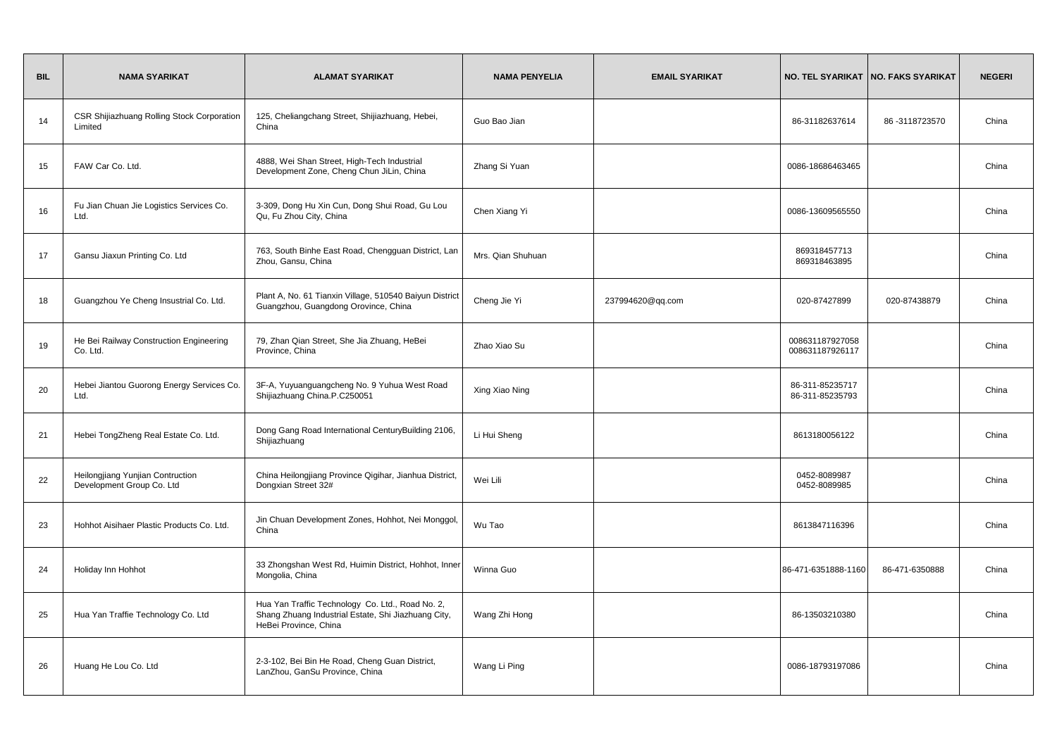| BIL | NAMA SYARIKAT | ALAMAT SYARIKAT | NAMA PENYELIA | EMAIL SYARIKAT | NO. TEL SYARIKAT | NO. FAKS SYARIKAT | NEGERI |
|---|---|---|---|---|---|---|---|
| 14 | CSR Shijiazhuang Rolling Stock Corporation Limited | 125, Cheliangchang Street, Shijiazhuang, Hebei, China | Guo Bao Jian | | 86-31182637614 | 86 -3118723570 | China |
| 15 | FAW Car Co. Ltd. | 4888, Wei Shan Street, High-Tech Industrial Development Zone, Cheng Chun JiLin, China | Zhang Si Yuan | | 0086-18686463465 | | China |
| 16 | Fu Jian Chuan Jie Logistics Services Co. Ltd. | 3-309, Dong Hu Xin Cun, Dong Shui Road, Gu Lou Qu, Fu Zhou City, China | Chen Xiang Yi | | 0086-13609565550 | | China |
| 17 | Gansu Jiaxun Printing Co. Ltd | 763, South Binhe East Road, Chengguan District, Lan Zhou, Gansu, China | Mrs. Qian Shuhuan | | 869318457713 869318463895 | | China |
| 18 | Guangzhou Ye Cheng Insustrial Co. Ltd. | Plant A, No. 61 Tianxin Village, 510540 Baiyun District Guangzhou, Guangdong Orovince, China | Cheng Jie Yi | 237994620@qq.com | 020-87427899 | 020-87438879 | China |
| 19 | He Bei Railway Construction Engineering Co. Ltd. | 79, Zhan Qian Street, She Jia Zhuang, HeBei Province, China | Zhao Xiao Su | | 008631187927058 008631187926117 | | China |
| 20 | Hebei Jiantou Guorong Energy Services Co. Ltd. | 3F-A, Yuyuanguangcheng No. 9 Yuhua West Road Shijiazhuang China.P.C250051 | Xing Xiao Ning | | 86-311-85235717 86-311-85235793 | | China |
| 21 | Hebei TongZheng Real Estate Co. Ltd. | Dong Gang Road International CenturyBuilding 2106, Shijiazhuang | Li Hui Sheng | | 8613180056122 | | China |
| 22 | Heilongjiang Yunjian Contruction Development Group Co. Ltd | China Heilongjiang Province Qigihar, Jianhua District, Dongxian Street 32# | Wei Lili | | 0452-8089987 0452-8089985 | | China |
| 23 | Hohhot Aisihaer Plastic Products Co. Ltd. | Jin Chuan Development Zones, Hohhot, Nei Monggol, China | Wu Tao | | 8613847116396 | | China |
| 24 | Holiday Inn Hohhot | 33 Zhongshan West Rd, Huimin District, Hohhot, Inner Mongolia, China | Winna Guo | | 86-471-6351888-1160 | 86-471-6350888 | China |
| 25 | Hua Yan Traffie Technology Co. Ltd | Hua Yan Traffic Technology Co. Ltd., Road No. 2, Shang Zhuang Industrial Estate, Shi Jiazhuang City, HeBei Province, China | Wang Zhi Hong | | 86-13503210380 | | China |
| 26 | Huang He Lou Co. Ltd | 2-3-102, Bei Bin He Road, Cheng Guan District, LanZhou, GanSu Province, China | Wang Li Ping | | 0086-18793197086 | | China |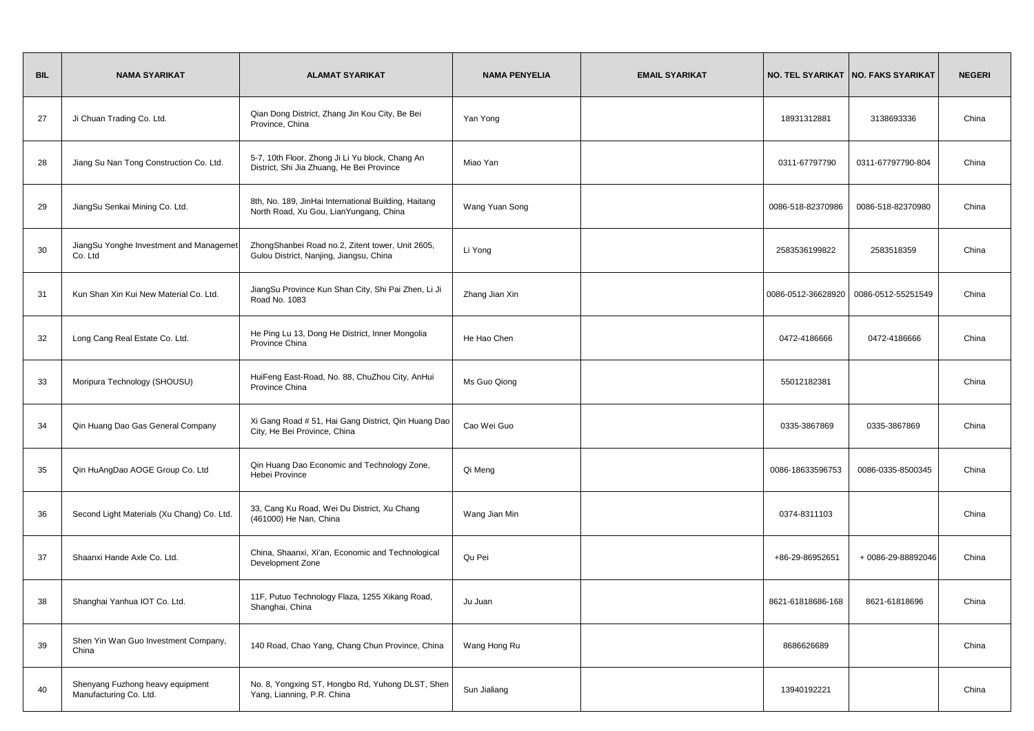| BIL | NAMA SYARIKAT | ALAMAT SYARIKAT | NAMA PENYELIA | EMAIL SYARIKAT | NO. TEL SYARIKAT | NO. FAKS SYARIKAT | NEGERI |
|---|---|---|---|---|---|---|---|
| 27 | Ji Chuan Trading Co. Ltd. | Qian Dong District, Zhang Jin Kou City, Be Bei Province, China | Yan Yong | | 18931312881 | 3138693336 | China |
| 28 | Jiang Su Nan Tong Construction Co. Ltd. | 5-7, 10th Floor, Zhong Ji Li Yu block, Chang An District, Shi Jia Zhuang, He Bei Province | Miao Yan | | 0311-67797790 | 0311-67797790-804 | China |
| 29 | JiangSu Senkai Mining Co. Ltd. | 8th, No. 189, JinHai International Building, Haitang North Road, Xu Gou, LianYungang, China | Wang Yuan Song | | 0086-518-82370986 | 0086-518-82370980 | China |
| 30 | JiangSu Yonghe Investment and Managemet Co. Ltd | ZhongShanbei Road no.2, Zitent tower, Unit 2605, Gulou District, Nanjing, Jiangsu, China | Li Yong | | 2583536199822 | 2583518359 | China |
| 31 | Kun Shan Xin Kui New Material Co. Ltd. | JiangSu Province Kun Shan City, Shi Pai Zhen, Li Ji Road No. 1083 | Zhang Jian Xin | | 0086-0512-36628920 | 0086-0512-55251549 | China |
| 32 | Long Cang Real Estate Co. Ltd. | He Ping Lu 13, Dong He District, Inner Mongolia Province China | He Hao Chen | | 0472-4186666 | 0472-4186666 | China |
| 33 | Moripura Technology (SHOUSU) | HuiFeng East-Road, No. 88, ChuZhou City, AnHui Province China | Ms Guo Qiong | | 55012182381 | | China |
| 34 | Qin Huang Dao Gas General Company | Xi Gang Road # 51, Hai Gang District, Qin Huang Dao City, He Bei Province, China | Cao Wei Guo | | 0335-3867869 | 0335-3867869 | China |
| 35 | Qin HuAngDao AOGE Group Co. Ltd | Qin Huang Dao Economic and Technology Zone, Hebei Province | Qi Meng | | 0086-18633596753 | 0086-0335-8500345 | China |
| 36 | Second Light Materials (Xu Chang) Co. Ltd. | 33, Cang Ku Road, Wei Du District, Xu Chang (461000) He Nan, China | Wang Jian Min | | 0374-8311103 | | China |
| 37 | Shaanxi Hande Axle Co. Ltd. | China, Shaanxi, Xi'an, Economic and Technological Development Zone | Qu Pei | | +86-29-86952651 | + 0086-29-88892046 | China |
| 38 | Shanghai Yanhua IOT Co. Ltd. | 11F, Putuo Technology Flaza, 1255 Xikang Road, Shanghai, China | Ju Juan | | 8621-61818686-168 | 8621-61818696 | China |
| 39 | Shen Yin Wan Guo Investment Company, China | 140 Road, Chao Yang, Chang Chun Province, China | Wang Hong Ru | | 8686626689 | | China |
| 40 | Shenyang Fuzhong heavy equipment Manufacturing Co. Ltd. | No. 8, Yongxing ST, Hongbo Rd, Yuhong DLST, Shen Yang, Lianning, P.R. China | Sun Jialiang | | 13940192221 | | China |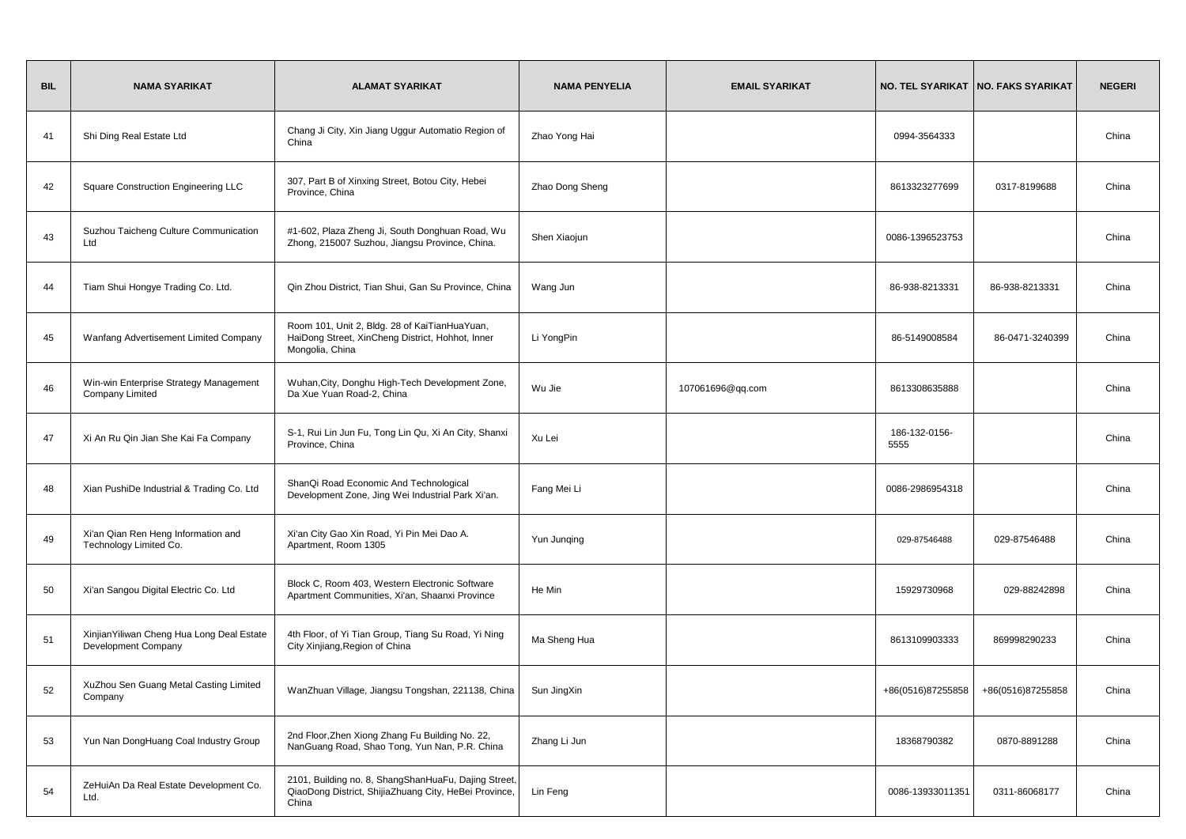| BIL | NAMA SYARIKAT | ALAMAT SYARIKAT | NAMA PENYELIA | EMAIL SYARIKAT | NO. TEL SYARIKAT | NO. FAKS SYARIKAT | NEGERI |
|---|---|---|---|---|---|---|---|
| 41 | Shi Ding Real Estate Ltd | Chang Ji City, Xin Jiang Uggur Automatio Region of China | Zhao Yong Hai | | 0994-3564333 | | China |
| 42 | Square Construction Engineering LLC | 307, Part B of Xinxing Street, Botou City, Hebei Province, China | Zhao Dong Sheng | | 8613323277699 | 0317-8199688 | China |
| 43 | Suzhou Taicheng Culture Communication Ltd | #1-602, Plaza Zheng Ji, South Donghuan Road, Wu Zhong, 215007 Suzhou, Jiangsu Province, China. | Shen Xiaojun | | 0086-1396523753 | | China |
| 44 | Tiam Shui Hongye Trading Co. Ltd. | Qin Zhou District, Tian Shui, Gan Su Province, China | Wang Jun | | 86-938-8213331 | 86-938-8213331 | China |
| 45 | Wanfang Advertisement Limited Company | Room 101, Unit 2, Bldg. 28 of KaiTianHuaYuan, HaiDong Street, XinCheng District, Hohhot, Inner Mongolia, China | Li YongPin | | 86-5149008584 | 86-0471-3240399 | China |
| 46 | Win-win Enterprise Strategy Management Company Limited | Wuhan,City, Donghu High-Tech Development Zone, Da Xue Yuan Road-2, China | Wu Jie | 107061696@qq.com | 8613308635888 | | China |
| 47 | Xi An Ru Qin Jian She Kai Fa Company | S-1, Rui Lin Jun Fu, Tong Lin Qu, Xi An City, Shanxi Province, China | Xu Lei | | 186-132-0156-5555 | | China |
| 48 | Xian PushiDe Industrial & Trading Co. Ltd | ShanQi Road Economic And Technological Development Zone, Jing Wei Industrial Park Xi'an. | Fang Mei Li | | 0086-2986954318 | | China |
| 49 | Xi'an Qian Ren Heng Information and Technology Limited Co. | Xi'an City Gao Xin Road, Yi Pin Mei Dao A. Apartment, Room 1305 | Yun Junqing | | 029-87546488 | 029-87546488 | China |
| 50 | Xi'an Sangou Digital Electric Co. Ltd | Block C, Room 403, Western Electronic Software Apartment Communities, Xi'an, Shaanxi Province | He Min | | 15929730968 | 029-88242898 | China |
| 51 | XinjianYiliwan Cheng Hua Long Deal Estate Development Company | 4th Floor, of Yi Tian Group, Tiang Su Road, Yi Ning City Xinjiang,Region of China | Ma Sheng Hua | | 8613109903333 | 869998290233 | China |
| 52 | XuZhou Sen Guang Metal Casting Limited Company | WanZhuan Village, Jiangsu Tongshan, 221138, China | Sun JingXin | | +86(0516)87255858 | +86(0516)87255858 | China |
| 53 | Yun Nan DongHuang Coal Industry Group | 2nd Floor,Zhen Xiong Zhang Fu Building No. 22, NanGuang Road, Shao Tong, Yun Nan, P.R. China | Zhang Li Jun | | 18368790382 | 0870-8891288 | China |
| 54 | ZeHuiAn Da Real Estate Development Co. Ltd. | 2101, Building no. 8, ShangShanHuaFu, Dajing Street, QiaoDong District, ShijiaZhuang City, HeBei Province, China | Lin Feng | | 0086-13933011351 | 0311-86068177 | China |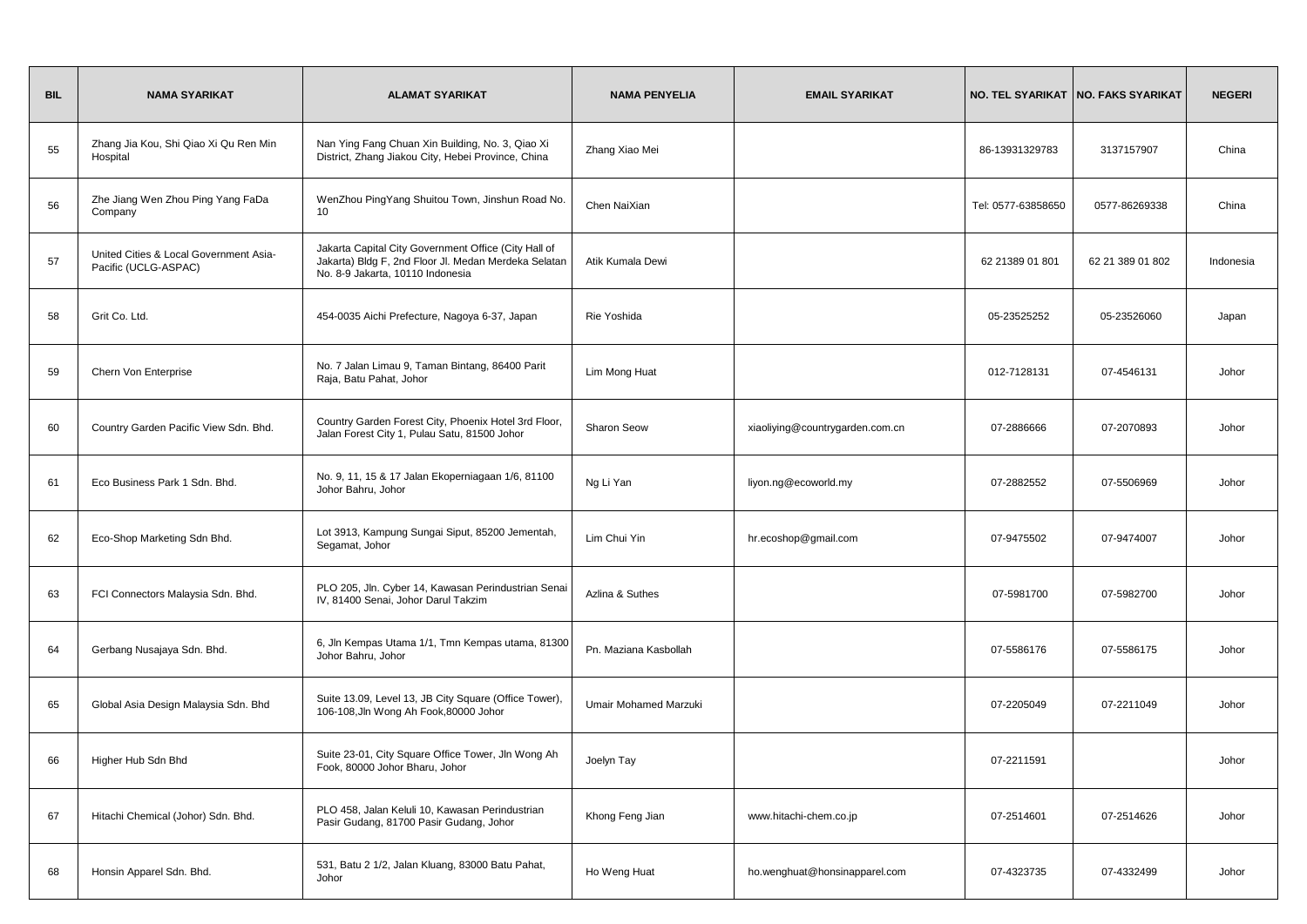| BIL | NAMA SYARIKAT | ALAMAT SYARIKAT | NAMA PENYELIA | EMAIL SYARIKAT | NO. TEL SYARIKAT | NO. FAKS SYARIKAT | NEGERI |
|---|---|---|---|---|---|---|---|
| 55 | Zhang Jia Kou, Shi Qiao Xi Qu Ren Min Hospital | Nan Ying Fang Chuan Xin Building, No. 3, Qiao Xi District, Zhang Jiakou City, Hebei Province, China | Zhang Xiao Mei | | 86-13931329783 | 3137157907 | China |
| 56 | Zhe Jiang Wen Zhou Ping Yang FaDa Company | WenZhou PingYang Shuitou Town, Jinshun Road No. 10 | Chen NaiXian | | Tel: 0577-63858650 | 0577-86269338 | China |
| 57 | United Cities & Local Government Asia-Pacific (UCLG-ASPAC) | Jakarta Capital City Government Office (City Hall of Jakarta) Bldg F, 2nd Floor Jl. Medan Merdeka Selatan No. 8-9 Jakarta, 10110 Indonesia | Atik Kumala Dewi | | 62 21389 01 801 | 62 21 389 01 802 | Indonesia |
| 58 | Grit Co. Ltd. | 454-0035 Aichi Prefecture, Nagoya 6-37, Japan | Rie Yoshida | | 05-23525252 | 05-23526060 | Japan |
| 59 | Chern Von Enterprise | No. 7 Jalan Limau 9, Taman Bintang, 86400 Parit Raja, Batu Pahat, Johor | Lim Mong Huat | | 012-7128131 | 07-4546131 | Johor |
| 60 | Country Garden Pacific View Sdn. Bhd. | Country Garden Forest City, Phoenix Hotel 3rd Floor, Jalan Forest City 1, Pulau Satu, 81500 Johor | Sharon Seow | xiaoliying@countrygarden.com.cn | 07-2886666 | 07-2070893 | Johor |
| 61 | Eco Business Park 1 Sdn. Bhd. | No. 9, 11, 15 & 17 Jalan Ekoperniagaan 1/6, 81100 Johor Bahru, Johor | Ng Li Yan | liyon.ng@ecoworld.my | 07-2882552 | 07-5506969 | Johor |
| 62 | Eco-Shop Marketing Sdn Bhd. | Lot 3913, Kampung Sungai Siput, 85200 Jementah, Segamat, Johor | Lim Chui Yin | hr.ecoshop@gmail.com | 07-9475502 | 07-9474007 | Johor |
| 63 | FCI Connectors Malaysia Sdn. Bhd. | PLO 205, Jln. Cyber 14, Kawasan Perindustrian Senai IV, 81400 Senai, Johor Darul Takzim | Azlina & Suthes | | 07-5981700 | 07-5982700 | Johor |
| 64 | Gerbang Nusajaya Sdn. Bhd. | 6, Jln Kempas Utama 1/1, Tmn Kempas utama, 81300 Johor Bahru, Johor | Pn. Maziana Kasbollah | | 07-5586176 | 07-5586175 | Johor |
| 65 | Global Asia Design Malaysia Sdn. Bhd | Suite 13.09, Level 13, JB City Square (Office Tower), 106-108,Jln Wong Ah Fook,80000 Johor | Umair Mohamed Marzuki | | 07-2205049 | 07-2211049 | Johor |
| 66 | Higher Hub Sdn Bhd | Suite 23-01, City Square Office Tower, Jln Wong Ah Fook, 80000 Johor Bharu, Johor | Joelyn Tay | | 07-2211591 | | Johor |
| 67 | Hitachi Chemical (Johor) Sdn. Bhd. | PLO 458, Jalan Keluli 10, Kawasan Perindustrian Pasir Gudang, 81700 Pasir Gudang, Johor | Khong Feng Jian | www.hitachi-chem.co.jp | 07-2514601 | 07-2514626 | Johor |
| 68 | Honsin Apparel Sdn. Bhd. | 531, Batu 2 1/2, Jalan Kluang, 83000 Batu Pahat, Johor | Ho Weng Huat | ho.wenghuat@honsinapparel.com | 07-4323735 | 07-4332499 | Johor |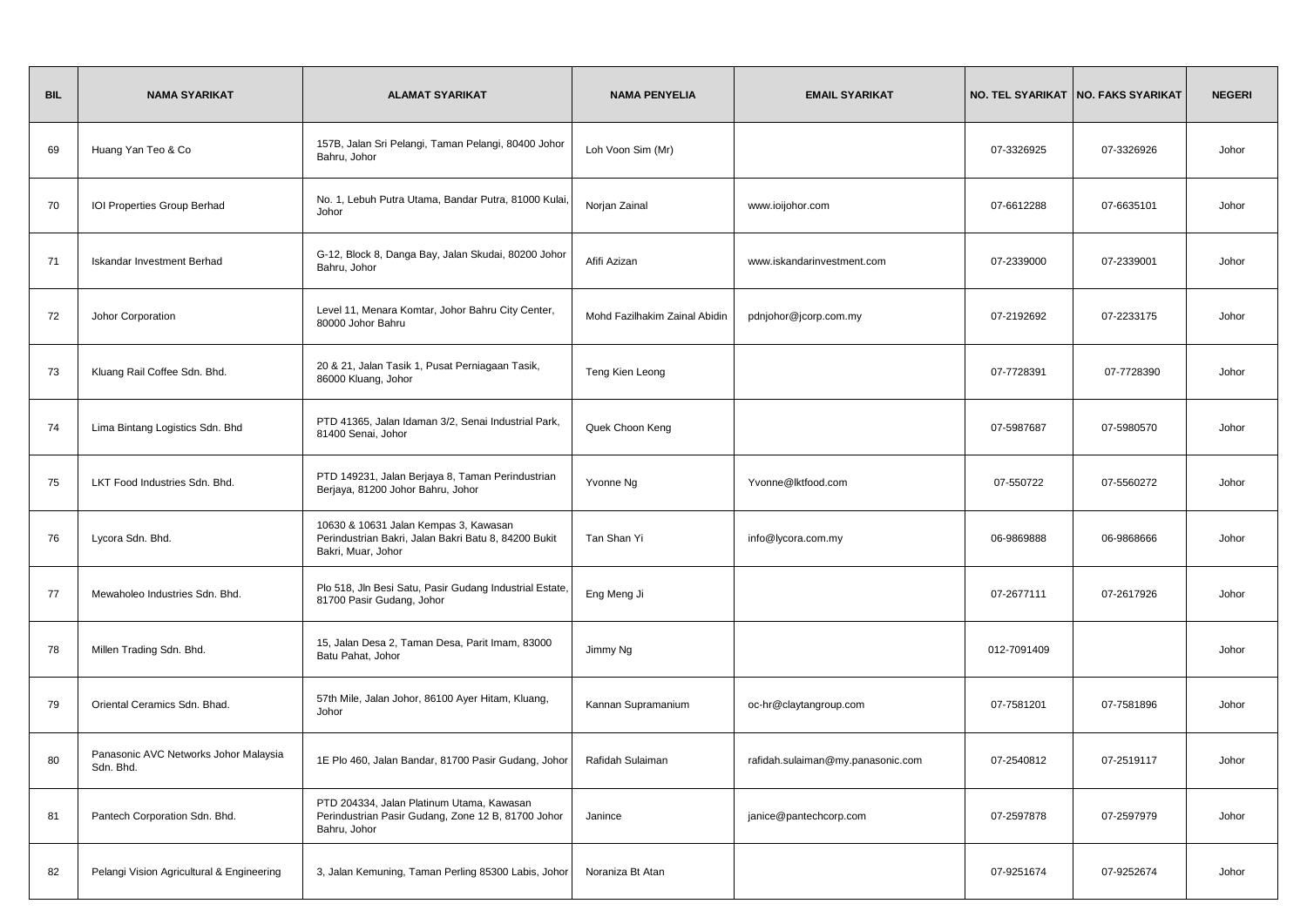| BIL | NAMA SYARIKAT | ALAMAT SYARIKAT | NAMA PENYELIA | EMAIL SYARIKAT | NO. TEL SYARIKAT | NO. FAKS SYARIKAT | NEGERI |
|---|---|---|---|---|---|---|---|
| 69 | Huang Yan Teo & Co | 157B, Jalan Sri Pelangi, Taman Pelangi, 80400 Johor Bahru, Johor | Loh Voon Sim (Mr) | | 07-3326925 | 07-3326926 | Johor |
| 70 | IOI Properties Group Berhad | No. 1, Lebuh Putra Utama, Bandar Putra, 81000 Kulai, Johor | Norjan Zainal | www.ioijohor.com | 07-6612288 | 07-6635101 | Johor |
| 71 | Iskandar Investment Berhad | G-12, Block 8, Danga Bay, Jalan Skudai, 80200 Johor Bahru, Johor | Afifi Azizan | www.iskandarinvestment.com | 07-2339000 | 07-2339001 | Johor |
| 72 | Johor Corporation | Level 11, Menara Komtar, Johor Bahru City Center, 80000 Johor Bahru | Mohd Fazilhakim Zainal Abidin | pdnjohor@jcorp.com.my | 07-2192692 | 07-2233175 | Johor |
| 73 | Kluang Rail Coffee Sdn. Bhd. | 20 & 21, Jalan Tasik 1, Pusat Perniagaan Tasik, 86000 Kluang, Johor | Teng Kien Leong | | 07-7728391 | 07-7728390 | Johor |
| 74 | Lima Bintang Logistics Sdn. Bhd | PTD 41365, Jalan Idaman 3/2, Senai Industrial Park, 81400 Senai, Johor | Quek Choon Keng | | 07-5987687 | 07-5980570 | Johor |
| 75 | LKT Food Industries Sdn. Bhd. | PTD 149231, Jalan Berjaya 8, Taman Perindustrian Berjaya, 81200 Johor Bahru, Johor | Yvonne Ng | Yvonne@lktfood.com | 07-550722 | 07-5560272 | Johor |
| 76 | Lycora Sdn. Bhd. | 10630 & 10631 Jalan Kempas 3, Kawasan Perindustrian Bakri, Jalan Bakri Batu 8, 84200 Bukit Bakri, Muar, Johor | Tan Shan Yi | info@lycora.com.my | 06-9869888 | 06-9868666 | Johor |
| 77 | Mewaholeo Industries Sdn. Bhd. | Plo 518, Jln Besi Satu, Pasir Gudang Industrial Estate, 81700 Pasir Gudang, Johor | Eng Meng Ji | | 07-2677111 | 07-2617926 | Johor |
| 78 | Millen Trading Sdn. Bhd. | 15, Jalan Desa 2, Taman Desa, Parit Imam, 83000 Batu Pahat, Johor | Jimmy Ng | | 012-7091409 | | Johor |
| 79 | Oriental Ceramics Sdn. Bhad. | 57th Mile, Jalan Johor, 86100 Ayer Hitam, Kluang, Johor | Kannan Supramanium | oc-hr@claytangroup.com | 07-7581201 | 07-7581896 | Johor |
| 80 | Panasonic AVC Networks Johor Malaysia Sdn. Bhd. | 1E Plo 460, Jalan Bandar, 81700 Pasir Gudang, Johor | Rafidah Sulaiman | rafidah.sulaiman@my.panasonic.com | 07-2540812 | 07-2519117 | Johor |
| 81 | Pantech Corporation Sdn. Bhd. | PTD 204334, Jalan Platinum Utama, Kawasan Perindustrian Pasir Gudang, Zone 12 B, 81700 Johor Bahru, Johor | Janince | janice@pantechcorp.com | 07-2597878 | 07-2597979 | Johor |
| 82 | Pelangi Vision Agricultural & Engineering | 3, Jalan Kemuning, Taman Perling 85300 Labis, Johor | Noraniza Bt Atan | | 07-9251674 | 07-9252674 | Johor |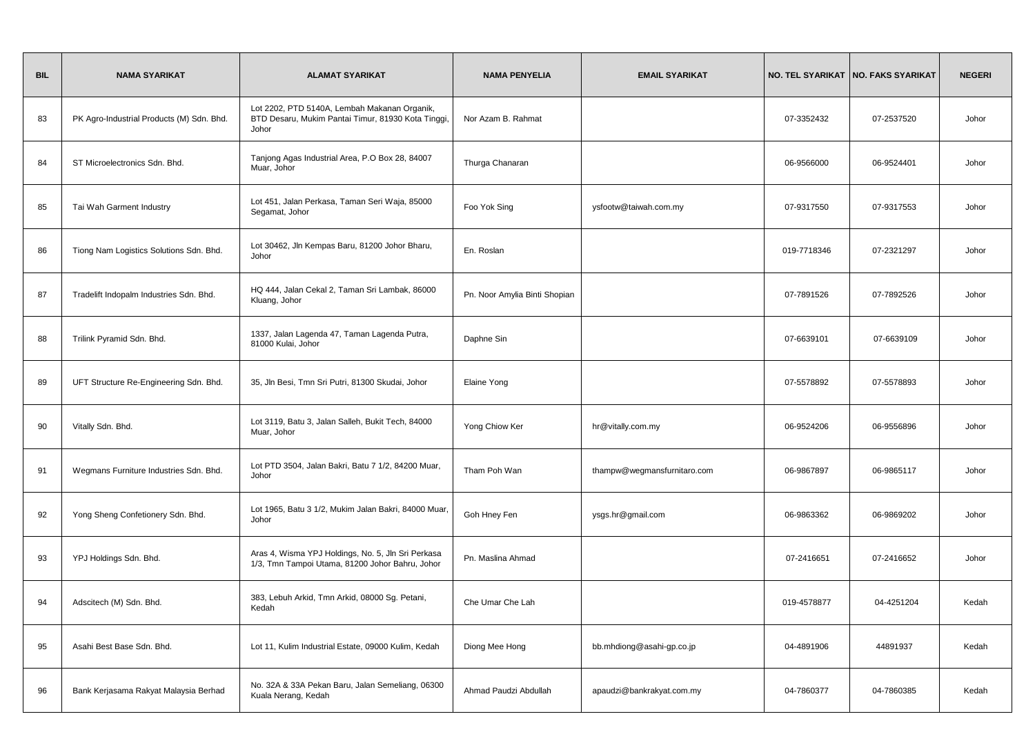| BIL | NAMA SYARIKAT | ALAMAT SYARIKAT | NAMA PENYELIA | EMAIL SYARIKAT | NO. TEL SYARIKAT | NO. FAKS SYARIKAT | NEGERI |
|---|---|---|---|---|---|---|---|
| 83 | PK Agro-Industrial Products (M) Sdn. Bhd. | Lot 2202, PTD 5140A, Lembah Makanan Organik, BTD Desaru, Mukim Pantai Timur, 81930 Kota Tinggi, Johor | Nor Azam B. Rahmat | | 07-3352432 | 07-2537520 | Johor |
| 84 | ST Microelectronics Sdn. Bhd. | Tanjong Agas Industrial Area, P.O Box 28, 84007 Muar, Johor | Thurga Chanaran | | 06-9566000 | 06-9524401 | Johor |
| 85 | Tai Wah Garment Industry | Lot 451, Jalan Perkasa, Taman Seri Waja, 85000 Segamat, Johor | Foo Yok Sing | ysfootw@taiwah.com.my | 07-9317550 | 07-9317553 | Johor |
| 86 | Tiong Nam Logistics Solutions Sdn. Bhd. | Lot 30462, Jln Kempas Baru, 81200 Johor Bharu, Johor | En. Roslan | | 019-7718346 | 07-2321297 | Johor |
| 87 | Tradelift Indopalm Industries Sdn. Bhd. | HQ 444, Jalan Cekal 2, Taman Sri Lambak, 86000 Kluang, Johor | Pn. Noor Amylia Binti Shopian | | 07-7891526 | 07-7892526 | Johor |
| 88 | Trilink Pyramid Sdn. Bhd. | 1337, Jalan Lagenda 47, Taman Lagenda Putra, 81000 Kulai, Johor | Daphne Sin | | 07-6639101 | 07-6639109 | Johor |
| 89 | UFT Structure Re-Engineering Sdn. Bhd. | 35, Jln Besi, Tmn Sri Putri, 81300 Skudai, Johor | Elaine Yong | | 07-5578892 | 07-5578893 | Johor |
| 90 | Vitally Sdn. Bhd. | Lot 3119, Batu 3, Jalan Salleh, Bukit Tech, 84000 Muar, Johor | Yong Chiow Ker | hr@vitally.com.my | 06-9524206 | 06-9556896 | Johor |
| 91 | Wegmans Furniture Industries Sdn. Bhd. | Lot PTD 3504, Jalan Bakri, Batu 7 1/2, 84200 Muar, Johor | Tham Poh Wan | thampw@wegmansfurnitaro.com | 06-9867897 | 06-9865117 | Johor |
| 92 | Yong Sheng Confetionery Sdn. Bhd. | Lot 1965, Batu 3 1/2, Mukim Jalan Bakri, 84000 Muar, Johor | Goh Hney Fen | ysgs.hr@gmail.com | 06-9863362 | 06-9869202 | Johor |
| 93 | YPJ Holdings Sdn. Bhd. | Aras 4, Wisma YPJ Holdings, No. 5, Jln Sri Perkasa 1/3, Tmn Tampoi Utama, 81200 Johor Bahru, Johor | Pn. Maslina Ahmad | | 07-2416651 | 07-2416652 | Johor |
| 94 | Adscitech (M) Sdn. Bhd. | 383, Lebuh Arkid, Tmn Arkid, 08000 Sg. Petani, Kedah | Che Umar Che Lah | | 019-4578877 | 04-4251204 | Kedah |
| 95 | Asahi Best Base Sdn. Bhd. | Lot 11, Kulim Industrial Estate, 09000 Kulim, Kedah | Diong Mee Hong | bb.mhdiong@asahi-gp.co.jp | 04-4891906 | 44891937 | Kedah |
| 96 | Bank Kerjasama Rakyat Malaysia Berhad | No. 32A & 33A Pekan Baru, Jalan Semeliang, 06300 Kuala Nerang, Kedah | Ahmad Paudzi Abdullah | apaudzi@bankrakyat.com.my | 04-7860377 | 04-7860385 | Kedah |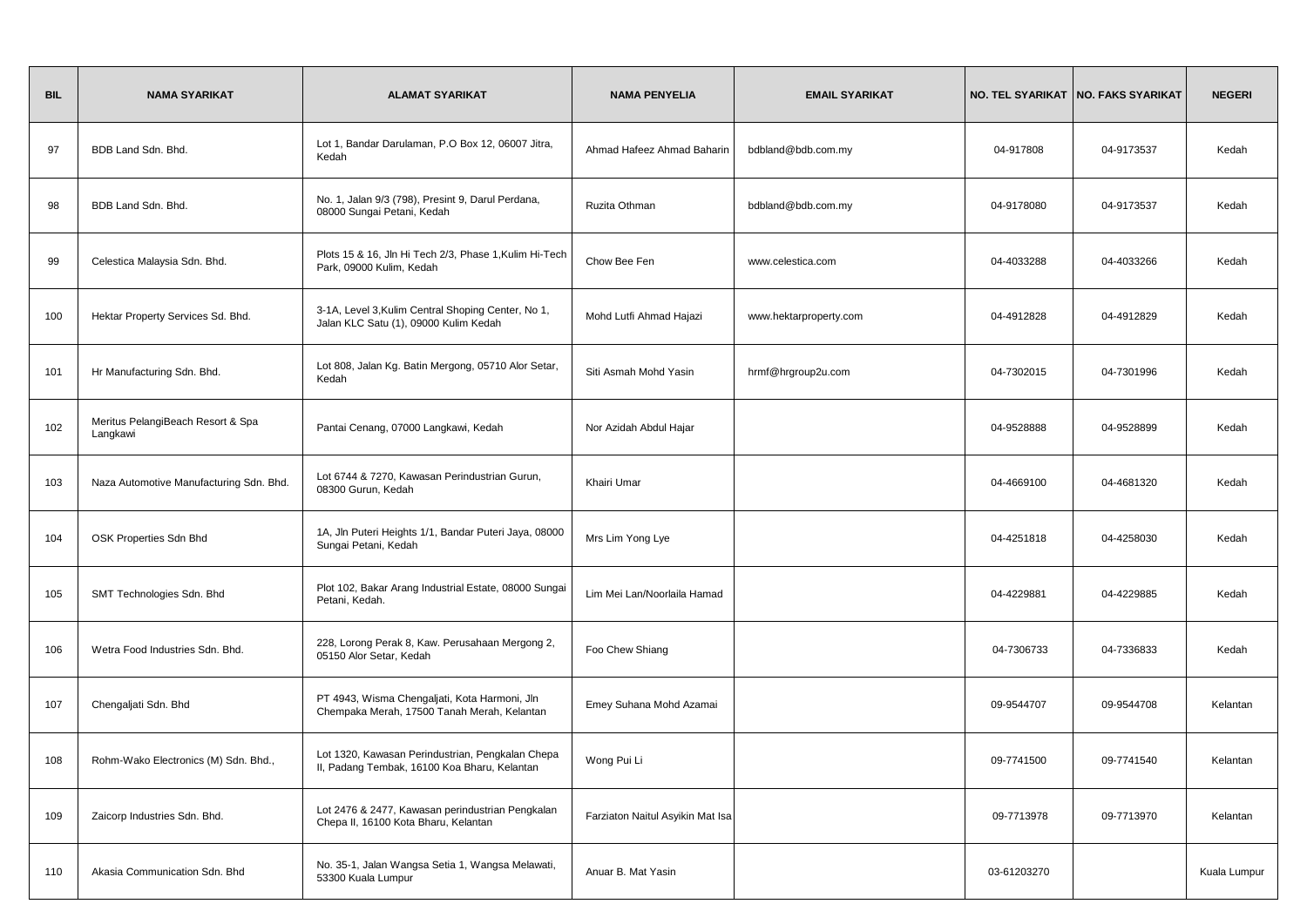| BIL | NAMA SYARIKAT | ALAMAT SYARIKAT | NAMA PENYELIA | EMAIL SYARIKAT | NO. TEL SYARIKAT | NO. FAKS SYARIKAT | NEGERI |
|---|---|---|---|---|---|---|---|
| 97 | BDB Land Sdn. Bhd. | Lot 1, Bandar Darulaman, P.O Box 12, 06007 Jitra, Kedah | Ahmad Hafeez Ahmad Baharin | bdbland@bdb.com.my | 04-917808 | 04-9173537 | Kedah |
| 98 | BDB Land Sdn. Bhd. | No. 1, Jalan 9/3 (798), Presint 9, Darul Perdana, 08000 Sungai Petani, Kedah | Ruzita Othman | bdbland@bdb.com.my | 04-9178080 | 04-9173537 | Kedah |
| 99 | Celestica Malaysia Sdn. Bhd. | Plots 15 & 16, Jln Hi Tech 2/3, Phase 1,Kulim Hi-Tech Park, 09000 Kulim, Kedah | Chow Bee Fen | www.celestica.com | 04-4033288 | 04-4033266 | Kedah |
| 100 | Hektar Property Services Sd. Bhd. | 3-1A, Level 3,Kulim Central Shoping Center, No 1, Jalan KLC Satu (1), 09000 Kulim Kedah | Mohd Lutfi Ahmad Hajazi | www.hektarproperty.com | 04-4912828 | 04-4912829 | Kedah |
| 101 | Hr Manufacturing Sdn. Bhd. | Lot 808, Jalan Kg. Batin Mergong, 05710 Alor Setar, Kedah | Siti Asmah Mohd Yasin | hrmf@hrgroup2u.com | 04-7302015 | 04-7301996 | Kedah |
| 102 | Meritus PelangiBeach Resort & Spa Langkawi | Pantai Cenang, 07000 Langkawi, Kedah | Nor Azidah Abdul Hajar | | 04-9528888 | 04-9528899 | Kedah |
| 103 | Naza Automotive Manufacturing Sdn. Bhd. | Lot 6744 & 7270, Kawasan Perindustrian Gurun, 08300 Gurun, Kedah | Khairi Umar | | 04-4669100 | 04-4681320 | Kedah |
| 104 | OSK Properties Sdn Bhd | 1A, Jln Puteri Heights 1/1, Bandar Puteri Jaya, 08000 Sungai Petani, Kedah | Mrs Lim Yong Lye | | 04-4251818 | 04-4258030 | Kedah |
| 105 | SMT Technologies Sdn. Bhd | Plot 102, Bakar Arang Industrial Estate, 08000 Sungai Petani, Kedah. | Lim Mei Lan/Noorlaila Hamad | | 04-4229881 | 04-4229885 | Kedah |
| 106 | Wetra Food Industries Sdn. Bhd. | 228, Lorong Perak 8, Kaw. Perusahaan Mergong 2, 05150 Alor Setar, Kedah | Foo Chew Shiang | | 04-7306733 | 04-7336833 | Kedah |
| 107 | Chengaljati Sdn. Bhd | PT 4943, Wisma Chengaljati, Kota Harmoni, Jln Chempaka Merah, 17500 Tanah Merah, Kelantan | Emey Suhana Mohd Azamai | | 09-9544707 | 09-9544708 | Kelantan |
| 108 | Rohm-Wako Electronics (M) Sdn. Bhd., | Lot 1320, Kawasan Perindustrian, Pengkalan Chepa II, Padang Tembak, 16100 Koa Bharu, Kelantan | Wong Pui Li | | 09-7741500 | 09-7741540 | Kelantan |
| 109 | Zaicorp Industries Sdn. Bhd. | Lot 2476 & 2477, Kawasan perindustrian Pengkalan Chepa II, 16100 Kota Bharu, Kelantan | Farziaton Naitul Asyikin Mat Isa | | 09-7713978 | 09-7713970 | Kelantan |
| 110 | Akasia Communication Sdn. Bhd | No. 35-1, Jalan Wangsa Setia 1, Wangsa Melawati, 53300 Kuala Lumpur | Anuar B. Mat Yasin | | 03-61203270 | | Kuala Lumpur |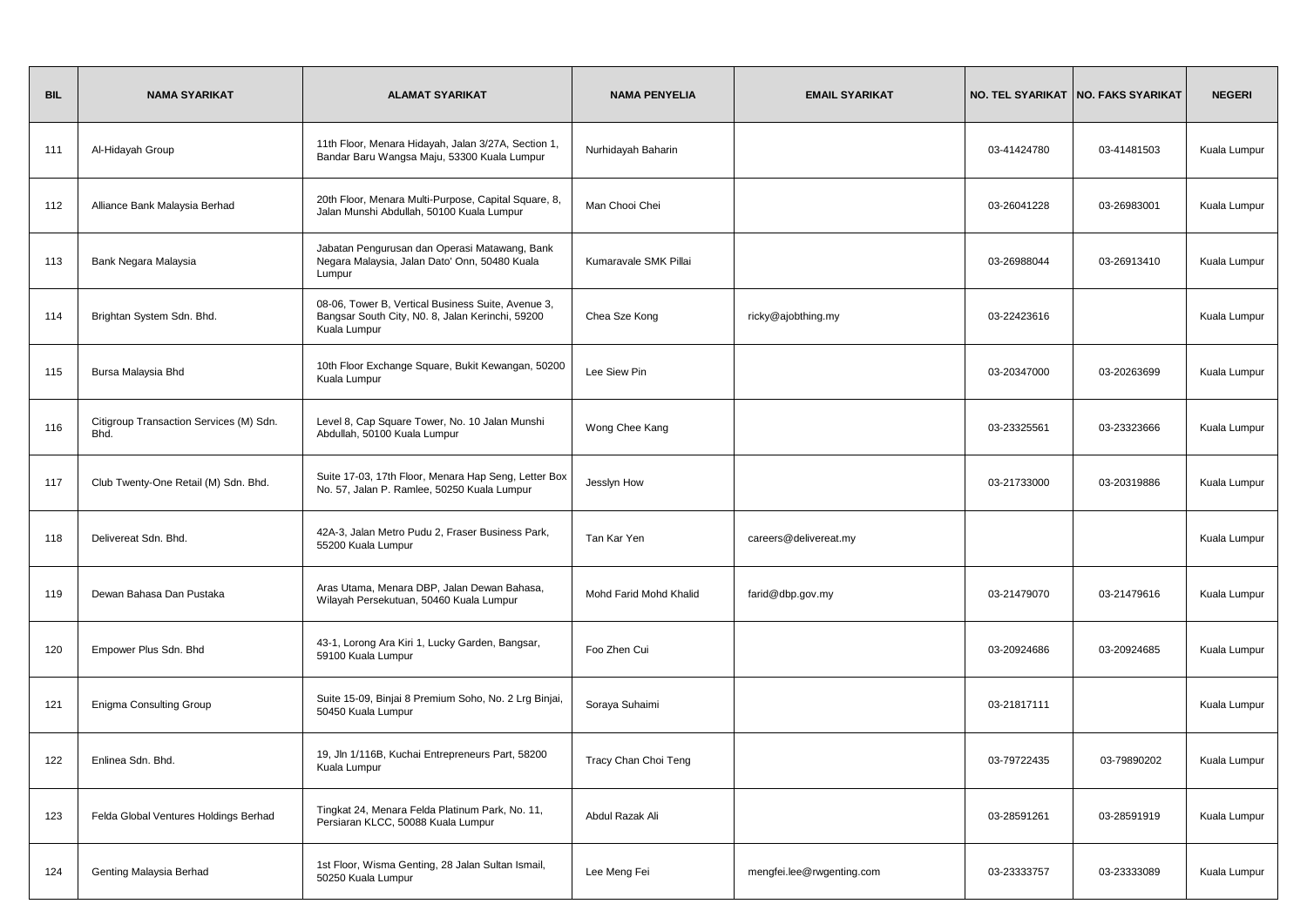| BIL | NAMA SYARIKAT | ALAMAT SYARIKAT | NAMA PENYELIA | EMAIL SYARIKAT | NO. TEL SYARIKAT | NO. FAKS SYARIKAT | NEGERI |
|---|---|---|---|---|---|---|---|
| 111 | Al-Hidayah Group | 11th Floor, Menara Hidayah, Jalan 3/27A, Section 1, Bandar Baru Wangsa Maju, 53300 Kuala Lumpur | Nurhidayah Baharin | | 03-41424780 | 03-41481503 | Kuala Lumpur |
| 112 | Alliance Bank Malaysia Berhad | 20th Floor, Menara Multi-Purpose, Capital Square, 8, Jalan Munshi Abdullah, 50100 Kuala Lumpur | Man Chooi Chei | | 03-26041228 | 03-26983001 | Kuala Lumpur |
| 113 | Bank Negara Malaysia | Jabatan Pengurusan dan Operasi Matawang, Bank Negara Malaysia, Jalan Dato' Onn, 50480 Kuala Lumpur | Kumaravale SMK Pillai | | 03-26988044 | 03-26913410 | Kuala Lumpur |
| 114 | Brightan System Sdn. Bhd. | 08-06, Tower B, Vertical Business Suite, Avenue 3, Bangsar South City, N0..8, Jalan Kerinchi, 59200 Kuala Lumpur | Chea Sze Kong | ricky@ajobthing.my | 03-22423616 | | Kuala Lumpur |
| 115 | Bursa Malaysia Bhd | 10th Floor Exchange Square, Bukit Kewangan, 50200 Kuala Lumpur | Lee Siew Pin | | 03-20347000 | 03-20263699 | Kuala Lumpur |
| 116 | Citigroup Transaction Services (M) Sdn. Bhd. | Level 8, Cap Square Tower, No. 10 Jalan Munshi Abdullah, 50100 Kuala Lumpur | Wong Chee Kang | | 03-23325561 | 03-23323666 | Kuala Lumpur |
| 117 | Club Twenty-One Retail (M) Sdn. Bhd. | Suite 17-03, 17th Floor, Menara Hap Seng, Letter Box No. 57, Jalan P. Ramlee, 50250 Kuala Lumpur | Jesslyn How | | 03-21733000 | 03-20319886 | Kuala Lumpur |
| 118 | Delivereat Sdn. Bhd. | 42A-3, Jalan Metro Pudu 2, Fraser Business Park, 55200 Kuala Lumpur | Tan Kar Yen | careers@delivereat.my | | | Kuala Lumpur |
| 119 | Dewan Bahasa Dan Pustaka | Aras Utama, Menara DBP, Jalan Dewan Bahasa, Wilayah Persekutuan, 50460 Kuala Lumpur | Mohd Farid Mohd Khalid | farid@dbp.gov.my | 03-21479070 | 03-21479616 | Kuala Lumpur |
| 120 | Empower Plus Sdn. Bhd | 43-1, Lorong Ara Kiri 1, Lucky Garden, Bangsar, 59100 Kuala Lumpur | Foo Zhen Cui | | 03-20924686 | 03-20924685 | Kuala Lumpur |
| 121 | Enigma Consulting Group | Suite 15-09, Binjai 8 Premium Soho, No. 2 Lrg Binjai, 50450 Kuala Lumpur | Soraya Suhaimi | | 03-21817111 | | Kuala Lumpur |
| 122 | Enlinea Sdn. Bhd. | 19, Jln 1/116B, Kuchai Entrepreneurs Part, 58200 Kuala Lumpur | Tracy Chan Choi Teng | | 03-79722435 | 03-79890202 | Kuala Lumpur |
| 123 | Felda Global Ventures Holdings Berhad | Tingkat 24, Menara Felda Platinum Park, No. 11, Persiaran KLCC, 50088 Kuala Lumpur | Abdul Razak Ali | | 03-28591261 | 03-28591919 | Kuala Lumpur |
| 124 | Genting Malaysia Berhad | 1st Floor, Wisma Genting, 28 Jalan Sultan Ismail, 50250 Kuala Lumpur | Lee Meng Fei | mengfei.lee@rwgenting.com | 03-23333757 | 03-23333089 | Kuala Lumpur |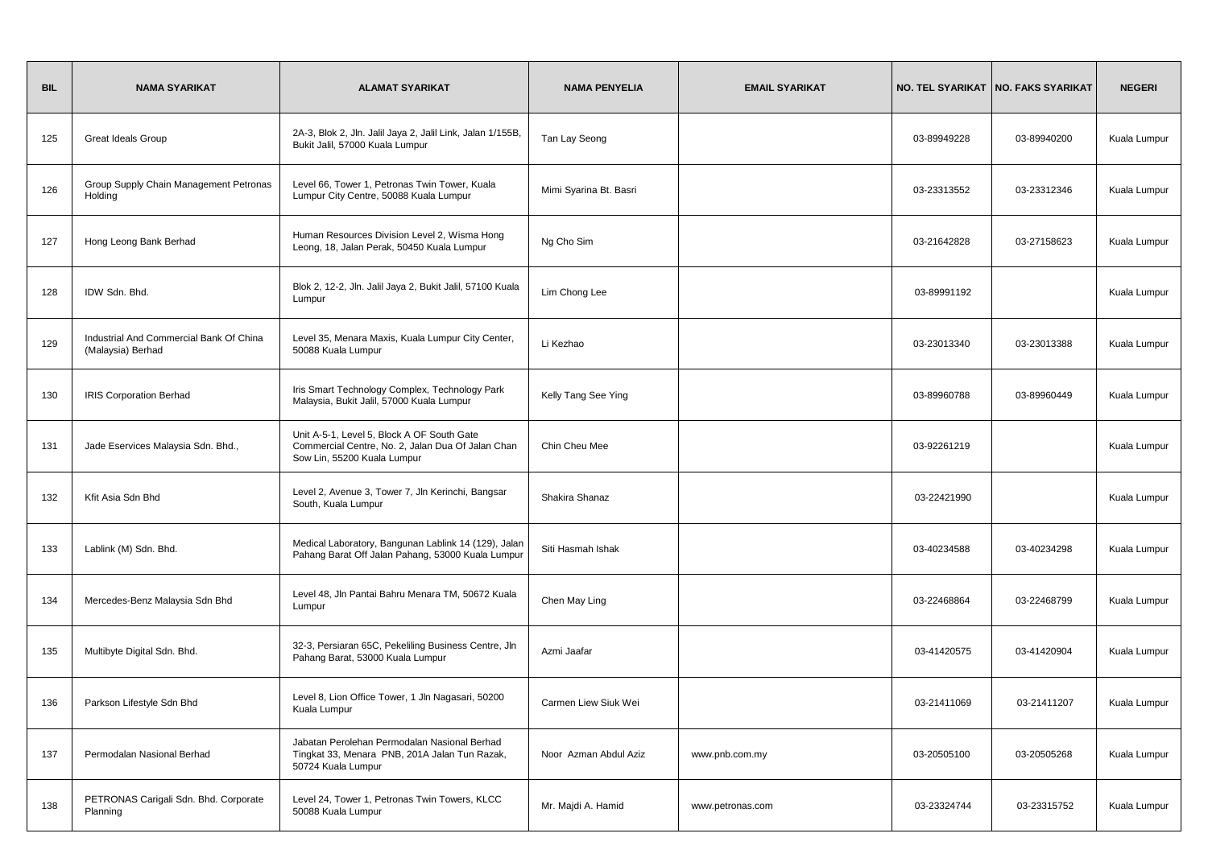| BIL | NAMA SYARIKAT | ALAMAT SYARIKAT | NAMA PENYELIA | EMAIL SYARIKAT | NO. TEL SYARIKAT | NO. FAKS SYARIKAT | NEGERI |
|---|---|---|---|---|---|---|---|
| 125 | Great Ideals Group | 2A-3, Blok 2, Jln. Jalil Jaya 2, Jalil Link, Jalan 1/155B, Bukit Jalil, 57000 Kuala Lumpur | Tan Lay Seong | | 03-89949228 | 03-89940200 | Kuala Lumpur |
| 126 | Group Supply Chain Management Petronas Holding | Level 66, Tower 1, Petronas Twin Tower, Kuala Lumpur City Centre, 50088 Kuala Lumpur | Mimi Syarina Bt. Basri | | 03-23313552 | 03-23312346 | Kuala Lumpur |
| 127 | Hong Leong Bank Berhad | Human Resources Division Level 2, Wisma Hong Leong, 18, Jalan Perak, 50450 Kuala Lumpur | Ng Cho Sim | | 03-21642828 | 03-27158623 | Kuala Lumpur |
| 128 | IDW Sdn. Bhd. | Blok 2, 12-2, Jln. Jalil Jaya 2, Bukit Jalil, 57100 Kuala Lumpur | Lim Chong Lee | | 03-89991192 | | Kuala Lumpur |
| 129 | Industrial And Commercial Bank Of China (Malaysia) Berhad | Level 35, Menara Maxis, Kuala Lumpur City Center, 50088 Kuala Lumpur | Li Kezhao | | 03-23013340 | 03-23013388 | Kuala Lumpur |
| 130 | IRIS Corporation Berhad | Iris Smart Technology Complex, Technology Park Malaysia, Bukit Jalil, 57000 Kuala Lumpur | Kelly Tang See Ying | | 03-89960788 | 03-89960449 | Kuala Lumpur |
| 131 | Jade Eservices Malaysia Sdn. Bhd., | Unit A-5-1, Level 5, Block A OF South Gate Commercial Centre, No. 2, Jalan Dua Of Jalan Chan Sow Lin, 55200 Kuala Lumpur | Chin Cheu Mee | | 03-92261219 | | Kuala Lumpur |
| 132 | Kfit Asia Sdn Bhd | Level 2, Avenue 3, Tower 7, Jln Kerinchi, Bangsar South, Kuala Lumpur | Shakira Shanaz | | 03-22421990 | | Kuala Lumpur |
| 133 | Lablink (M) Sdn. Bhd. | Medical Laboratory, Bangunan Lablink 14 (129), Jalan Pahang Barat Off Jalan Pahang, 53000 Kuala Lumpur | Siti Hasmah Ishak | | 03-40234588 | 03-40234298 | Kuala Lumpur |
| 134 | Mercedes-Benz Malaysia Sdn Bhd | Level 48, Jln Pantai Bahru Menara TM, 50672 Kuala Lumpur | Chen May Ling | | 03-22468864 | 03-22468799 | Kuala Lumpur |
| 135 | Multibyte Digital Sdn. Bhd. | 32-3, Persiaran 65C, Pekeliling Business Centre, Jln Pahang Barat, 53000 Kuala Lumpur | Azmi Jaafar | | 03-41420575 | 03-41420904 | Kuala Lumpur |
| 136 | Parkson Lifestyle Sdn Bhd | Level 8, Lion Office Tower, 1 Jln Nagasari, 50200 Kuala Lumpur | Carmen Liew Siuk Wei | | 03-21411069 | 03-21411207 | Kuala Lumpur |
| 137 | Permodalan Nasional Berhad | Jabatan Perolehan Permodalan Nasional Berhad Tingkat 33, Menara PNB, 201A Jalan Tun Razak, 50724 Kuala Lumpur | Noor Azman Abdul Aziz | www.pnb.com.my | 03-20505100 | 03-20505268 | Kuala Lumpur |
| 138 | PETRONAS Carigali Sdn. Bhd. Corporate Planning | Level 24, Tower 1, Petronas Twin Towers, KLCC 50088 Kuala Lumpur | Mr. Majdi A. Hamid | www.petronas.com | 03-23324744 | 03-23315752 | Kuala Lumpur |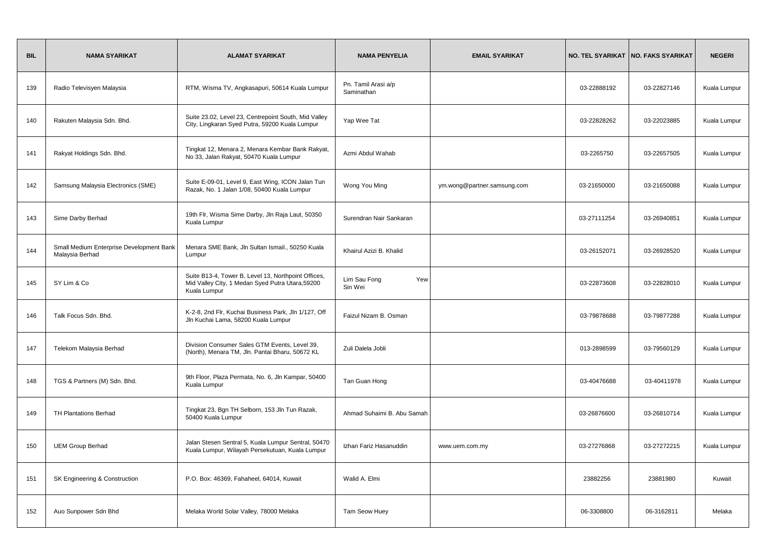| BIL | NAMA SYARIKAT | ALAMAT SYARIKAT | NAMA PENYELIA | EMAIL SYARIKAT | NO. TEL SYARIKAT | NO. FAKS SYARIKAT | NEGERI |
|---|---|---|---|---|---|---|---|
| 139 | Radio Televisyen Malaysia | RTM, Wisma TV, Angkasapuri, 50614 Kuala Lumpur | Pn. Tamil Arasi a/p Saminathan | | 03-22888192 | 03-22827146 | Kuala Lumpur |
| 140 | Rakuten Malaysia Sdn. Bhd. | Suite 23.02, Level 23, Centrepoint South, Mid Valley City, Lingkaran Syed Putra, 59200 Kuala Lumpur | Yap Wee Tat | | 03-22828262 | 03-22023885 | Kuala Lumpur |
| 141 | Rakyat Holdings Sdn. Bhd. | Tingkat 12, Menara 2, Menara Kembar Bank Rakyat, No 33, Jalan Rakyat, 50470 Kuala Lumpur | Azmi Abdul Wahab | | 03-2265750 | 03-22657505 | Kuala Lumpur |
| 142 | Samsung Malaysia Electronics (SME) | Suite E-09-01, Level 9, East Wing, ICON Jalan Tun Razak, No. 1 Jalan 1/08, 50400 Kuala Lumpur | Wong You Ming | ym.wong@partner.samsung.com | 03-21650000 | 03-21650088 | Kuala Lumpur |
| 143 | Sime Darby Berhad | 19th Flr, Wisma Sime Darby, Jln Raja Laut, 50350 Kuala Lumpur | Surendran Nair Sankaran | | 03-27111254 | 03-26940851 | Kuala Lumpur |
| 144 | Small Medium Enterprise Development Bank Malaysia Berhad | Menara SME Bank, Jln Sultan Ismail., 50250 Kuala Lumpur | Khairul Azizi B. Khalid | | 03-26152071 | 03-26928520 | Kuala Lumpur |
| 145 | SY Lim & Co | Suite B13-4, Tower B, Level 13, Northpoint Offices, Mid Valley City, 1 Medan Syed Putra Utara,59200 Kuala Lumpur | Lim Sau Fong Yew Sin Wei | | 03-22873608 | 03-22828010 | Kuala Lumpur |
| 146 | Talk Focus Sdn. Bhd. | K-2-8, 2nd Flr, Kuchai Business Park, Jln 1/127, Off Jln Kuchai Lama, 58200 Kuala Lumpur | Faizul Nizam B. Osman | | 03-79878688 | 03-79877288 | Kuala Lumpur |
| 147 | Telekom Malaysia Berhad | Division Consumer Sales GTM Events, Level 39, (North), Menara TM, Jln. Pantai Bharu, 50672 KL | Zuli Dalela Jobli | | 013-2898599 | 03-79560129 | Kuala Lumpur |
| 148 | TGS & Partners (M) Sdn. Bhd. | 9th Floor, Plaza Permata, No. 6, Jln Kampar, 50400 Kuala Lumpur | Tan Guan Hong | | 03-40476688 | 03-40411978 | Kuala Lumpur |
| 149 | TH Plantations Berhad | Tingkat 23, Bgn TH Selborn, 153 Jln Tun Razak, 50400 Kuala Lumpur | Ahmad Suhaimi B. Abu Samah | | 03-26876600 | 03-26810714 | Kuala Lumpur |
| 150 | UEM Group Berhad | Jalan Stesen Sentral 5, Kuala Lumpur Sentral, 50470 Kuala Lumpur, Wilayah Persekutuan, Kuala Lumpur | Izhan Fariz Hasanuddin | www.uem.com.my | 03-27276868 | 03-27272215 | Kuala Lumpur |
| 151 | SK Engineering & Construction | P.O. Box: 46369, Fahaheel, 64014, Kuwait | Walid A. Elmi | | 23882256 | 23881980 | Kuwait |
| 152 | Auo Sunpower Sdn Bhd | Melaka World Solar Valley, 78000 Melaka | Tam Seow Huey | | 06-3308800 | 06-3162811 | Melaka |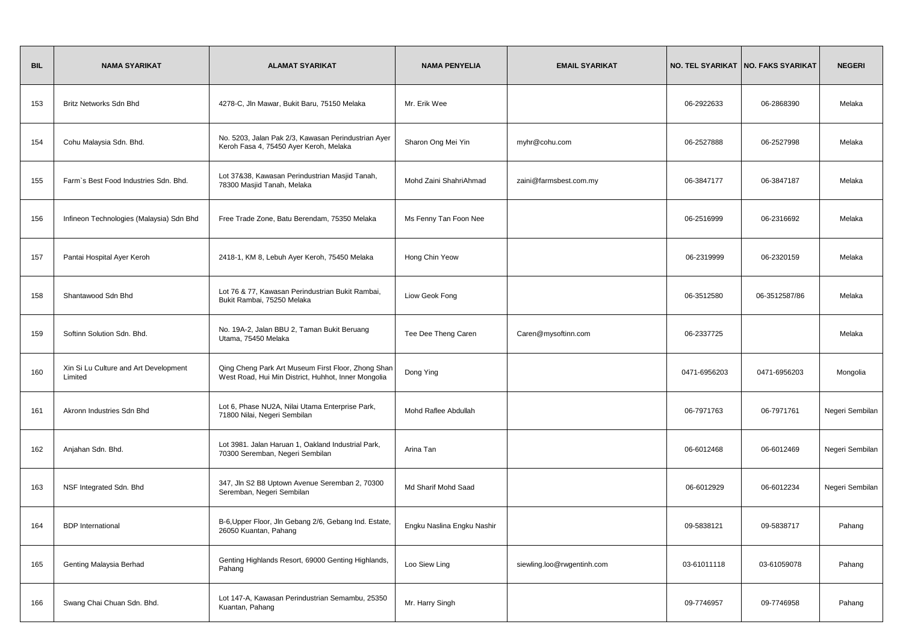| BIL | NAMA SYARIKAT | ALAMAT SYARIKAT | NAMA PENYELIA | EMAIL SYARIKAT | NO. TEL SYARIKAT | NO. FAKS SYARIKAT | NEGERI |
|---|---|---|---|---|---|---|---|
| 153 | Britz Networks Sdn Bhd | 4278-C, Jln Mawar, Bukit Baru, 75150 Melaka | Mr. Erik Wee | | 06-2922633 | 06-2868390 | Melaka |
| 154 | Cohu Malaysia Sdn. Bhd. | No. 5203, Jalan Pak 2/3, Kawasan Perindustrian Ayer Keroh Fasa 4, 75450 Ayer Keroh, Melaka | Sharon Ong Mei Yin | myhr@cohu.com | 06-2527888 | 06-2527998 | Melaka |
| 155 | Farm`s Best Food Industries Sdn. Bhd. | Lot 37&38, Kawasan Perindustrian Masjid Tanah, 78300 Masjid Tanah, Melaka | Mohd Zaini ShahriAhmad | zaini@farmsbest.com.my | 06-3847177 | 06-3847187 | Melaka |
| 156 | Infineon Technologies (Malaysia) Sdn Bhd | Free Trade Zone, Batu Berendam, 75350 Melaka | Ms Fenny Tan Foon Nee | | 06-2516999 | 06-2316692 | Melaka |
| 157 | Pantai Hospital Ayer Keroh | 2418-1, KM 8, Lebuh Ayer Keroh, 75450 Melaka | Hong Chin Yeow | | 06-2319999 | 06-2320159 | Melaka |
| 158 | Shantawood Sdn Bhd | Lot 76 & 77, Kawasan Perindustrian Bukit Rambai, Bukit Rambai, 75250 Melaka | Liow Geok Fong | | 06-3512580 | 06-3512587/86 | Melaka |
| 159 | Softinn Solution Sdn. Bhd. | No. 19A-2, Jalan BBU 2, Taman Bukit Beruang Utama, 75450 Melaka | Tee Dee Theng Caren | Caren@mysoftinn.com | 06-2337725 | | Melaka |
| 160 | Xin Si Lu Culture and Art Development Limited | Qing Cheng Park Art Museum First Floor, Zhong Shan West Road, Hui Min District, Huhhot, Inner Mongolia | Dong Ying | | 0471-6956203 | 0471-6956203 | Mongolia |
| 161 | Akronn Industries Sdn Bhd | Lot 6, Phase NU2A, Nilai Utama Enterprise Park, 71800 Nilai, Negeri Sembilan | Mohd Raflee Abdullah | | 06-7971763 | 06-7971761 | Negeri Sembilan |
| 162 | Anjahan Sdn. Bhd. | Lot 3981. Jalan Haruan 1, Oakland Industrial Park, 70300 Seremban, Negeri Sembilan | Arina Tan | | 06-6012468 | 06-6012469 | Negeri Sembilan |
| 163 | NSF Integrated Sdn. Bhd | 347, Jln S2 B8 Uptown Avenue Seremban 2, 70300 Seremban, Negeri Sembilan | Md Sharif Mohd Saad | | 06-6012929 | 06-6012234 | Negeri Sembilan |
| 164 | BDP International | B-6,Upper Floor, Jln Gebang 2/6, Gebang Ind. Estate, 26050 Kuantan, Pahang | Engku Naslina Engku Nashir | | 09-5838121 | 09-5838717 | Pahang |
| 165 | Genting Malaysia Berhad | Genting Highlands Resort, 69000 Genting Highlands, Pahang | Loo Siew Ling | siewling.loo@rwgentinh.com | 03-61011118 | 03-61059078 | Pahang |
| 166 | Swang Chai Chuan Sdn. Bhd. | Lot 147-A, Kawasan Perindustrian Semambu, 25350 Kuantan, Pahang | Mr. Harry Singh | | 09-7746957 | 09-7746958 | Pahang |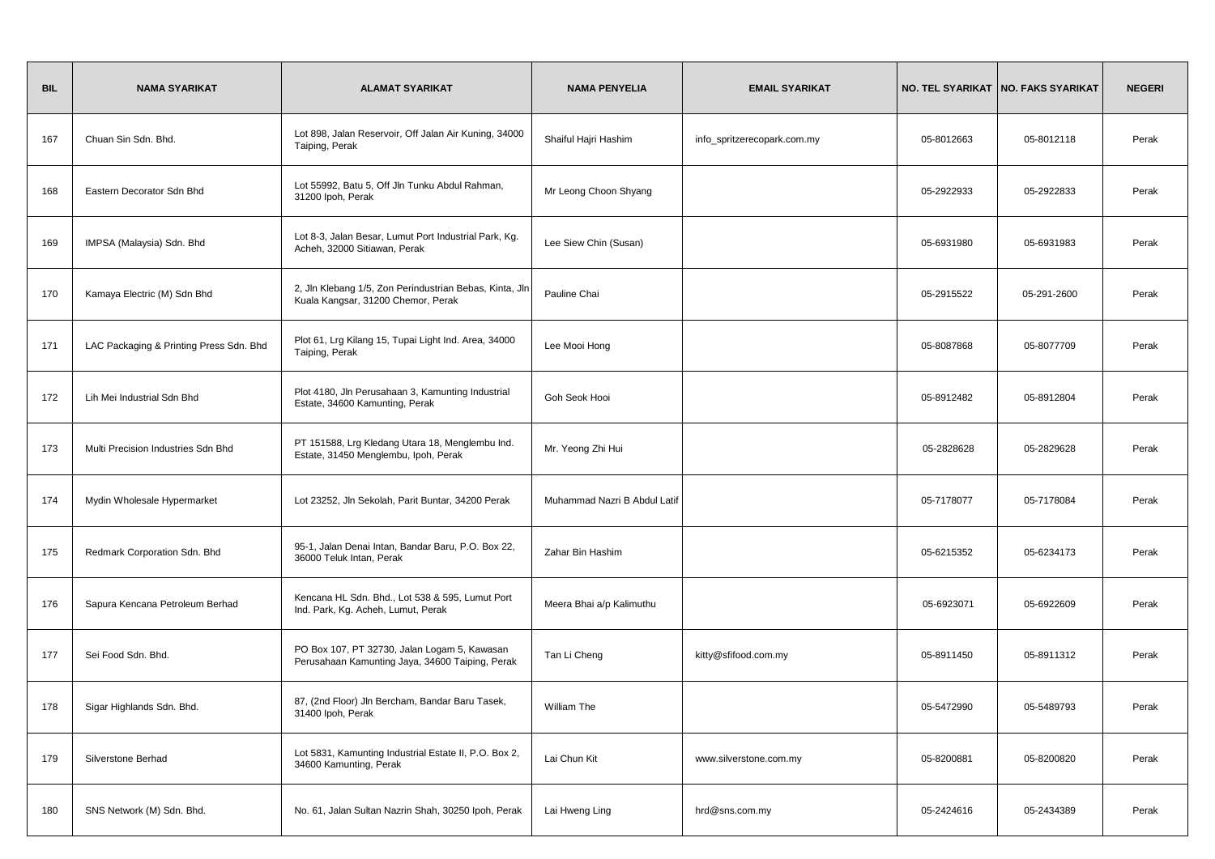| BIL | NAMA SYARIKAT | ALAMAT SYARIKAT | NAMA PENYELIA | EMAIL SYARIKAT | NO. TEL SYARIKAT | NO. FAKS SYARIKAT | NEGERI |
|---|---|---|---|---|---|---|---|
| 167 | Chuan Sin Sdn. Bhd. | Lot 898, Jalan Reservoir, Off Jalan Air Kuning, 34000 Taiping, Perak | Shaiful Hajri Hashim | info_spritzerecopark.com.my | 05-8012663 | 05-8012118 | Perak |
| 168 | Eastern Decorator Sdn Bhd | Lot 55992, Batu 5, Off Jln Tunku Abdul Rahman, 31200 Ipoh, Perak | Mr Leong Choon Shyang | | 05-2922933 | 05-2922833 | Perak |
| 169 | IMPSA (Malaysia) Sdn. Bhd | Lot 8-3, Jalan Besar, Lumut Port Industrial Park, Kg. Acheh, 32000 Sitiawan, Perak | Lee Siew Chin (Susan) | | 05-6931980 | 05-6931983 | Perak |
| 170 | Kamaya Electric (M) Sdn Bhd | 2, Jln Klebang 1/5, Zon Perindustrian Bebas, Kinta, Jln Kuala Kangsar, 31200 Chemor, Perak | Pauline Chai | | 05-2915522 | 05-291-2600 | Perak |
| 171 | LAC Packaging & Printing Press Sdn. Bhd | Plot 61, Lrg Kilang 15, Tupai Light Ind. Area, 34000 Taiping, Perak | Lee Mooi Hong | | 05-8087868 | 05-8077709 | Perak |
| 172 | Lih Mei Industrial Sdn Bhd | Plot 4180, Jln Perusahaan 3, Kamunting Industrial Estate, 34600 Kamunting, Perak | Goh Seok Hooi | | 05-8912482 | 05-8912804 | Perak |
| 173 | Multi Precision Industries Sdn Bhd | PT 151588, Lrg Kledang Utara 18, Menglembu Ind. Estate, 31450 Menglembu, Ipoh, Perak | Mr. Yeong Zhi Hui | | 05-2828628 | 05-2829628 | Perak |
| 174 | Mydin Wholesale Hypermarket | Lot 23252, Jln Sekolah, Parit Buntar, 34200 Perak | Muhammad Nazri B Abdul Latif | | 05-7178077 | 05-7178084 | Perak |
| 175 | Redmark Corporation Sdn. Bhd | 95-1, Jalan Denai Intan, Bandar Baru, P.O. Box 22, 36000 Teluk Intan, Perak | Zahar Bin Hashim | | 05-6215352 | 05-6234173 | Perak |
| 176 | Sapura Kencana Petroleum Berhad | Kencana HL Sdn. Bhd., Lot 538 & 595, Lumut Port Ind. Park, Kg. Acheh, Lumut, Perak | Meera Bhai a/p Kalimuthu | | 05-6923071 | 05-6922609 | Perak |
| 177 | Sei Food Sdn. Bhd. | PO Box 107, PT 32730, Jalan Logam 5, Kawasan Perusahaan Kamunting Jaya, 34600 Taiping, Perak | Tan Li Cheng | kitty@sfifood.com.my | 05-8911450 | 05-8911312 | Perak |
| 178 | Sigar Highlands Sdn. Bhd. | 87, (2nd Floor) Jln Bercham, Bandar Baru Tasek, 31400 Ipoh, Perak | William The | | 05-5472990 | 05-5489793 | Perak |
| 179 | Silverstone Berhad | Lot 5831, Kamunting Industrial Estate II, P.O. Box 2, 34600 Kamunting, Perak | Lai Chun Kit | www.silverstone.com.my | 05-8200881 | 05-8200820 | Perak |
| 180 | SNS Network (M) Sdn. Bhd. | No. 61, Jalan Sultan Nazrin Shah, 30250 Ipoh, Perak | Lai Hweng Ling | hrd@sns.com.my | 05-2424616 | 05-2434389 | Perak |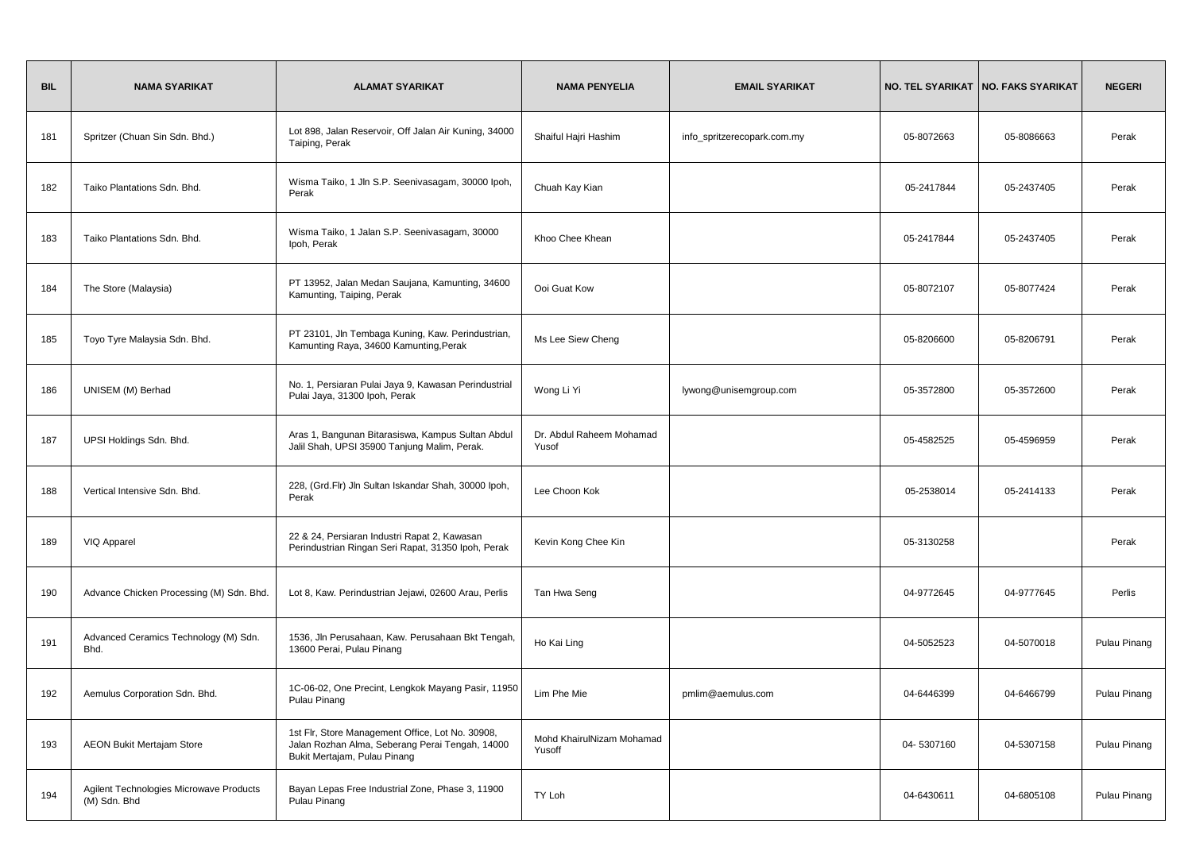| BIL | NAMA SYARIKAT | ALAMAT SYARIKAT | NAMA PENYELIA | EMAIL SYARIKAT | NO. TEL SYARIKAT | NO. FAKS SYARIKAT | NEGERI |
|---|---|---|---|---|---|---|---|
| 181 | Spritzer (Chuan Sin Sdn. Bhd.) | Lot 898, Jalan Reservoir, Off Jalan Air Kuning, 34000 Taiping, Perak | Shaiful Hajri Hashim | info_spritzerecopark.com.my | 05-8072663 | 05-8086663 | Perak |
| 182 | Taiko Plantations Sdn. Bhd. | Wisma Taiko, 1 Jln S.P. Seenivasagam, 30000 Ipoh, Perak | Chuah Kay Kian | | 05-2417844 | 05-2437405 | Perak |
| 183 | Taiko Plantations Sdn. Bhd. | Wisma Taiko, 1 Jalan S.P. Seenivasagam, 30000 Ipoh, Perak | Khoo Chee Khean | | 05-2417844 | 05-2437405 | Perak |
| 184 | The Store (Malaysia) | PT 13952, Jalan Medan Saujana, Kamunting, 34600 Kamunting, Taiping, Perak | Ooi Guat Kow | | 05-8072107 | 05-8077424 | Perak |
| 185 | Toyo Tyre Malaysia Sdn. Bhd. | PT 23101, Jln Tembaga Kuning, Kaw. Perindustrian, Kamunting Raya, 34600 Kamunting,Perak | Ms Lee Siew Cheng | | 05-8206600 | 05-8206791 | Perak |
| 186 | UNISEM (M) Berhad | No. 1, Persiaran Pulai Jaya 9, Kawasan Perindustrial Pulai Jaya, 31300 Ipoh, Perak | Wong Li Yi | lywong@unisemgroup.com | 05-3572800 | 05-3572600 | Perak |
| 187 | UPSI Holdings Sdn. Bhd. | Aras 1, Bangunan Bitarasiswa, Kampus Sultan Abdul Jalil Shah, UPSI 35900 Tanjung Malim, Perak. | Dr. Abdul Raheem Mohamad Yusof | | 05-4582525 | 05-4596959 | Perak |
| 188 | Vertical Intensive Sdn. Bhd. | 228, (Grd.Flr) Jln Sultan Iskandar Shah, 30000 Ipoh, Perak | Lee Choon Kok | | 05-2538014 | 05-2414133 | Perak |
| 189 | VIQ Apparel | 22 & 24, Persiaran Industri Rapat 2, Kawasan Perindustrian Ringan Seri Rapat, 31350 Ipoh, Perak | Kevin Kong Chee Kin | | 05-3130258 | | Perak |
| 190 | Advance Chicken Processing (M) Sdn. Bhd. | Lot 8, Kaw. Perindustrian Jejawi, 02600 Arau, Perlis | Tan Hwa Seng | | 04-9772645 | 04-9777645 | Perlis |
| 191 | Advanced Ceramics Technology (M) Sdn. Bhd. | 1536, Jln Perusahaan, Kaw. Perusahaan Bkt Tengah, 13600 Perai, Pulau Pinang | Ho Kai Ling | | 04-5052523 | 04-5070018 | Pulau Pinang |
| 192 | Aemulus Corporation Sdn. Bhd. | 1C-06-02, One Precint, Lengkok Mayang Pasir, 11950 Pulau Pinang | Lim Phe Mie | pmlim@aemulus.com | 04-6446399 | 04-6466799 | Pulau Pinang |
| 193 | AEON Bukit Mertajam Store | 1st Flr, Store Management Office, Lot No. 30908, Jalan Rozhan Alma, Seberang Perai Tengah, 14000 Bukit Mertajam, Pulau Pinang | Mohd KhairulNizam Mohamad Yusoff | | 04- 5307160 | 04-5307158 | Pulau Pinang |
| 194 | Agilent Technologies Microwave Products (M) Sdn. Bhd | Bayan Lepas Free Industrial Zone, Phase 3, 11900 Pulau Pinang | TY Loh | | 04-6430611 | 04-6805108 | Pulau Pinang |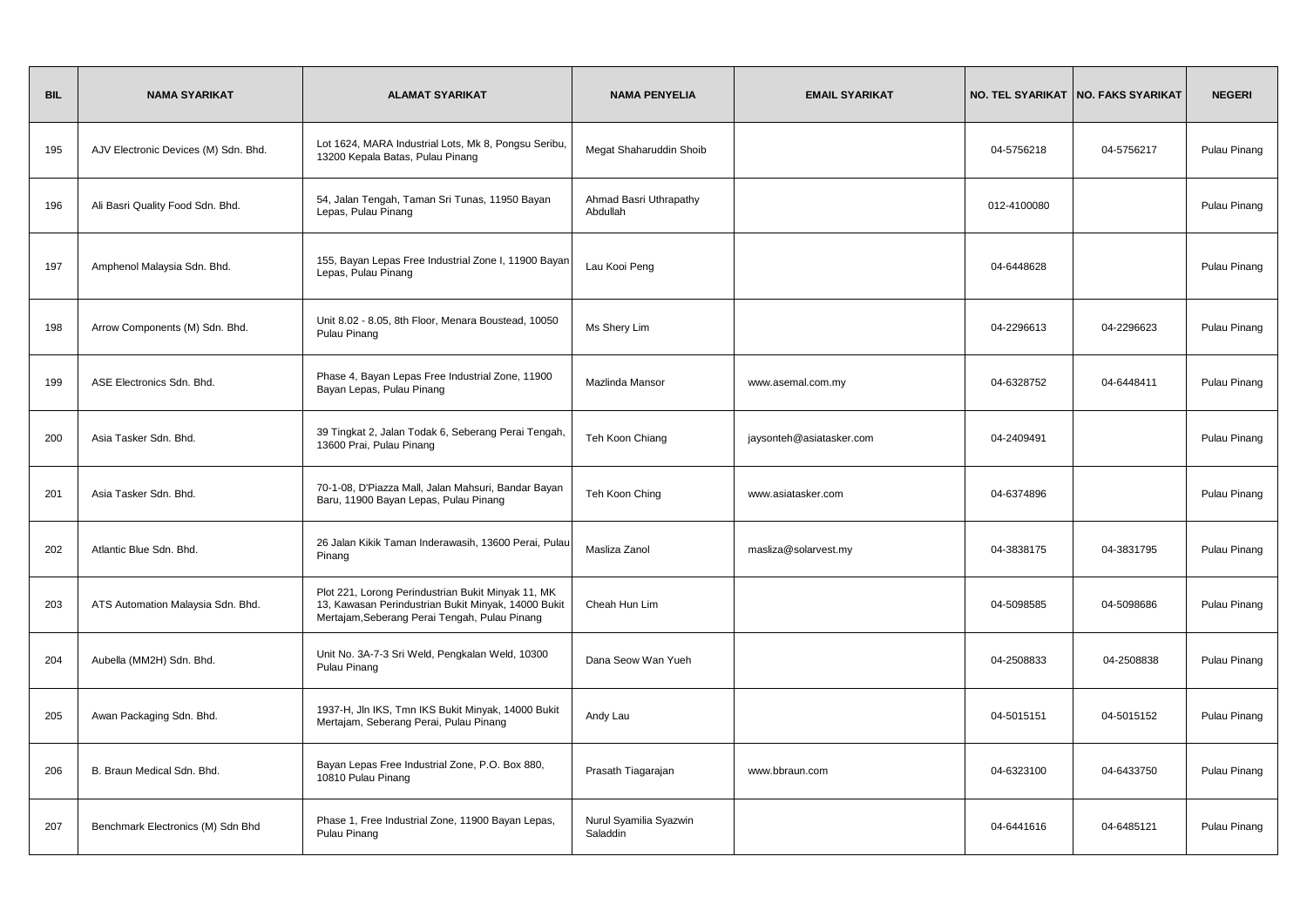| BIL | NAMA SYARIKAT | ALAMAT SYARIKAT | NAMA PENYELIA | EMAIL SYARIKAT | NO. TEL SYARIKAT | NO. FAKS SYARIKAT | NEGERI |
|---|---|---|---|---|---|---|---|
| 195 | AJV Electronic Devices (M) Sdn. Bhd. | Lot 1624, MARA Industrial Lots, Mk 8, Pongsu Seribu, 13200 Kepala Batas, Pulau Pinang | Megat Shaharuddin Shoib | | 04-5756218 | 04-5756217 | Pulau Pinang |
| 196 | Ali Basri Quality Food Sdn. Bhd. | 54, Jalan Tengah, Taman Sri Tunas, 11950 Bayan Lepas, Pulau Pinang | Ahmad Basri Uthrapathy Abdullah | | 012-4100080 | | Pulau Pinang |
| 197 | Amphenol Malaysia Sdn. Bhd. | 155, Bayan Lepas Free Industrial Zone I, 11900 Bayan Lepas, Pulau Pinang | Lau Kooi Peng | | 04-6448628 | | Pulau Pinang |
| 198 | Arrow Components (M) Sdn. Bhd. | Unit 8.02 - 8.05, 8th Floor, Menara Boustead, 10050 Pulau Pinang | Ms Shery Lim | | 04-2296613 | 04-2296623 | Pulau Pinang |
| 199 | ASE Electronics Sdn. Bhd. | Phase 4, Bayan Lepas Free Industrial Zone, 11900 Bayan Lepas, Pulau Pinang | Mazlinda Mansor | www.asemal.com.my | 04-6328752 | 04-6448411 | Pulau Pinang |
| 200 | Asia Tasker Sdn. Bhd. | 39 Tingkat 2, Jalan Todak 6, Seberang Perai Tengah, 13600 Prai, Pulau Pinang | Teh Koon Chiang | jaysonteh@asiatasker.com | 04-2409491 | | Pulau Pinang |
| 201 | Asia Tasker Sdn. Bhd. | 70-1-08, D'Piazza Mall, Jalan Mahsuri, Bandar Bayan Baru, 11900 Bayan Lepas, Pulau Pinang | Teh Koon Ching | www.asiatasker.com | 04-6374896 | | Pulau Pinang |
| 202 | Atlantic Blue Sdn. Bhd. | 26 Jalan Kikik Taman Inderawasih, 13600 Perai, Pulau Pinang | Masliza Zanol | masliza@solarvest.my | 04-3838175 | 04-3831795 | Pulau Pinang |
| 203 | ATS Automation Malaysia Sdn. Bhd. | Plot 221, Lorong Perindustrian Bukit Minyak 11, MK 13, Kawasan Perindustrian Bukit Minyak, 14000 Bukit Mertajam,Seberang Perai Tengah, Pulau Pinang | Cheah Hun Lim | | 04-5098585 | 04-5098686 | Pulau Pinang |
| 204 | Aubella (MM2H) Sdn. Bhd. | Unit No. 3A-7-3 Sri Weld, Pengkalan Weld, 10300 Pulau Pinang | Dana Seow Wan Yueh | | 04-2508833 | 04-2508838 | Pulau Pinang |
| 205 | Awan Packaging Sdn. Bhd. | 1937-H, Jln IKS, Tmn IKS Bukit Minyak, 14000 Bukit Mertajam, Seberang Perai, Pulau Pinang | Andy Lau | | 04-5015151 | 04-5015152 | Pulau Pinang |
| 206 | B. Braun Medical Sdn. Bhd. | Bayan Lepas Free Industrial Zone, P.O. Box 880, 10810 Pulau Pinang | Prasath Tiagarajan | www.bbraun.com | 04-6323100 | 04-6433750 | Pulau Pinang |
| 207 | Benchmark Electronics (M) Sdn Bhd | Phase 1, Free Industrial Zone, 11900 Bayan Lepas, Pulau Pinang | Nurul Syamilia Syazwin Saladdin | | 04-6441616 | 04-6485121 | Pulau Pinang |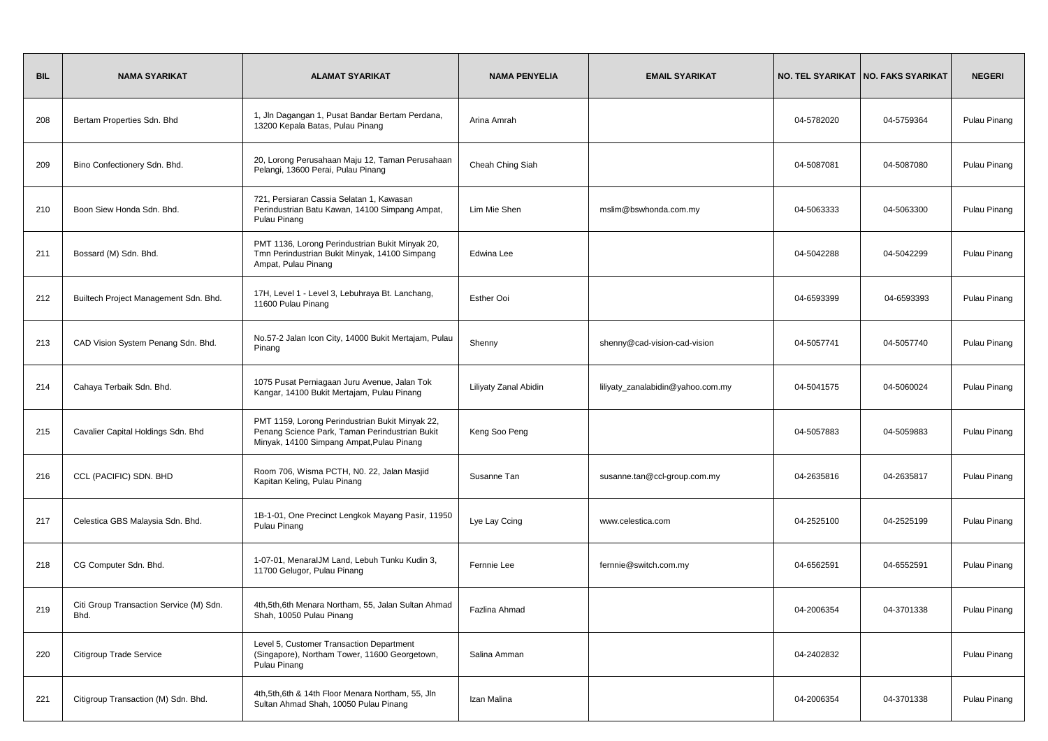| BIL | NAMA SYARIKAT | ALAMAT SYARIKAT | NAMA PENYELIA | EMAIL SYARIKAT | NO. TEL SYARIKAT | NO. FAKS SYARIKAT | NEGERI |
|---|---|---|---|---|---|---|---|
| 208 | Bertam Properties Sdn. Bhd | 1, Jln Dagangan 1, Pusat Bandar Bertam Perdana, 13200 Kepala Batas, Pulau Pinang | Arina Amrah | | 04-5782020 | 04-5759364 | Pulau Pinang |
| 209 | Bino Confectionery Sdn. Bhd. | 20, Lorong Perusahaan Maju 12, Taman Perusahaan Pelangi, 13600 Perai, Pulau Pinang | Cheah Ching Siah | | 04-5087081 | 04-5087080 | Pulau Pinang |
| 210 | Boon Siew Honda Sdn. Bhd. | 721, Persiaran Cassia Selatan 1, Kawasan Perindustrian Batu Kawan, 14100 Simpang Ampat, Pulau Pinang | Lim Mie Shen | mslim@bswhonda.com.my | 04-5063333 | 04-5063300 | Pulau Pinang |
| 211 | Bossard (M) Sdn. Bhd. | PMT 1136, Lorong Perindustrian Bukit Minyak 20, Tmn Perindustrian Bukit Minyak, 14100 Simpang Ampat, Pulau Pinang | Edwina Lee | | 04-5042288 | 04-5042299 | Pulau Pinang |
| 212 | Builtech Project Management Sdn. Bhd. | 17H, Level 1 - Level 3, Lebuhraya Bt. Lanchang, 11600 Pulau Pinang | Esther Ooi | | 04-6593399 | 04-6593393 | Pulau Pinang |
| 213 | CAD Vision System Penang Sdn. Bhd. | No.57-2 Jalan Icon City, 14000 Bukit Mertajam, Pulau Pinang | Shenny | shenny@cad-vision-cad-vision | 04-5057741 | 04-5057740 | Pulau Pinang |
| 214 | Cahaya Terbaik Sdn. Bhd. | 1075 Pusat Perniagaan Juru Avenue, Jalan Tok Kangar, 14100 Bukit Mertajam, Pulau Pinang | Liliyaty Zanal Abidin | liliyaty_zanalabidin@yahoo.com.my | 04-5041575 | 04-5060024 | Pulau Pinang |
| 215 | Cavalier Capital Holdings Sdn. Bhd | PMT 1159, Lorong Perindustrian Bukit Minyak 22, Penang Science Park, Taman Perindustrian Bukit Minyak, 14100 Simpang Ampat,Pulau Pinang | Keng Soo Peng | | 04-5057883 | 04-5059883 | Pulau Pinang |
| 216 | CCL (PACIFIC) SDN. BHD | Room 706, Wisma PCTH, N0. 22, Jalan Masjid Kapitan Keling, Pulau Pinang | Susanne Tan | susanne.tan@ccl-group.com.my | 04-2635816 | 04-2635817 | Pulau Pinang |
| 217 | Celestica GBS Malaysia Sdn. Bhd. | 1B-1-01, One Precinct Lengkok Mayang Pasir, 11950 Pulau Pinang | Lye Lay Ccing | www.celestica.com | 04-2525100 | 04-2525199 | Pulau Pinang |
| 218 | CG Computer Sdn. Bhd. | 1-07-01, MenaraIJM Land, Lebuh Tunku Kudin 3, 11700 Gelugor, Pulau Pinang | Fernnie Lee | fernnie@switch.com.my | 04-6562591 | 04-6552591 | Pulau Pinang |
| 219 | Citi Group Transaction Service (M) Sdn. Bhd. | 4th,5th,6th Menara Northam, 55, Jalan Sultan Ahmad Shah, 10050 Pulau Pinang | Fazlina Ahmad | | 04-2006354 | 04-3701338 | Pulau Pinang |
| 220 | Citigroup Trade Service | Level 5, Customer Transaction Department (Singapore), Northam Tower, 11600 Georgetown, Pulau Pinang | Salina Amman | | 04-2402832 | | Pulau Pinang |
| 221 | Citigroup Transaction (M) Sdn. Bhd. | 4th,5th,6th & 14th Floor Menara Northam, 55, Jln Sultan Ahmad Shah, 10050 Pulau Pinang | Izan Malina | | 04-2006354 | 04-3701338 | Pulau Pinang |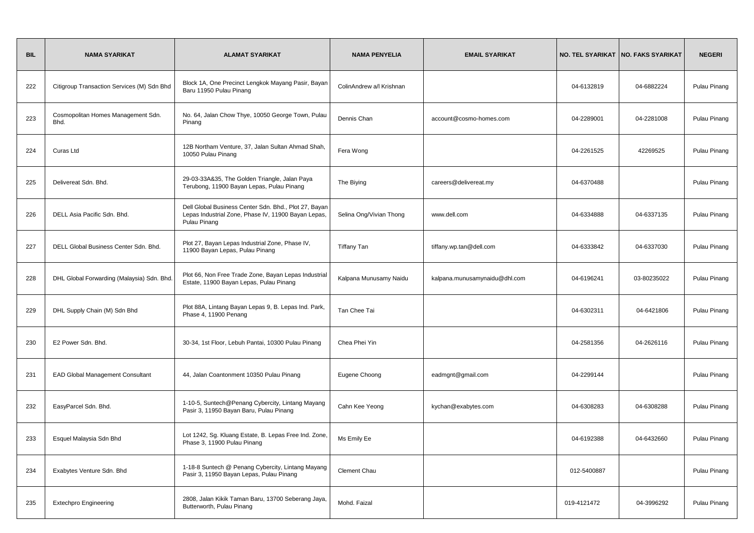| BIL | NAMA SYARIKAT | ALAMAT SYARIKAT | NAMA PENYELIA | EMAIL SYARIKAT | NO. TEL SYARIKAT | NO. FAKS SYARIKAT | NEGERI |
|---|---|---|---|---|---|---|---|
| 222 | Citigroup Transaction Services (M) Sdn Bhd | Block 1A, One Precinct Lengkok Mayang Pasir, Bayan Baru 11950 Pulau Pinang | ColinAndrew a/l Krishnan | | 04-6132819 | 04-6882224 | Pulau Pinang |
| 223 | Cosmopolitan Homes Management Sdn. Bhd. | No. 64, Jalan Chow Thye, 10050 George Town, Pulau Pinang | Dennis Chan | account@cosmo-homes.com | 04-2289001 | 04-2281008 | Pulau Pinang |
| 224 | Curas Ltd | 12B Northam Venture, 37, Jalan Sultan Ahmad Shah, 10050 Pulau Pinang | Fera Wong | | 04-2261525 | 42269525 | Pulau Pinang |
| 225 | Delivereat Sdn. Bhd. | 29-03-33A&35, The Golden Triangle, Jalan Paya Terubong, 11900 Bayan Lepas, Pulau Pinang | The Biying | careers@delivereat.my | 04-6370488 | | Pulau Pinang |
| 226 | DELL Asia Pacific Sdn. Bhd. | Dell Global Business Center Sdn. Bhd., Plot 27, Bayan Lepas Industrial Zone, Phase IV, 11900 Bayan Lepas, Pulau Pinang | Selina Ong/Vivian Thong | www.dell.com | 04-6334888 | 04-6337135 | Pulau Pinang |
| 227 | DELL Global Business Center Sdn. Bhd. | Plot 27, Bayan Lepas Industrial Zone, Phase IV, 11900 Bayan Lepas, Pulau Pinang | Tiffany Tan | tiffany.wp.tan@dell.com | 04-6333842 | 04-6337030 | Pulau Pinang |
| 228 | DHL Global Forwarding (Malaysia) Sdn. Bhd. | Plot 66, Non Free Trade Zone, Bayan Lepas Industrial Estate, 11900 Bayan Lepas, Pulau Pinang | Kalpana Munusamy Naidu | kalpana.munusamynaidu@dhl.com | 04-6196241 | 03-80235022 | Pulau Pinang |
| 229 | DHL Supply Chain (M) Sdn Bhd | Plot 88A, Lintang Bayan Lepas 9, B. Lepas Ind. Park, Phase 4, 11900 Penang | Tan Chee Tai | | 04-6302311 | 04-6421806 | Pulau Pinang |
| 230 | E2 Power Sdn. Bhd. | 30-34, 1st Floor, Lebuh Pantai, 10300 Pulau Pinang | Chea Phei Yin | | 04-2581356 | 04-2626116 | Pulau Pinang |
| 231 | EAD Global Management Consultant | 44, Jalan Coantonment 10350 Pulau Pinang | Eugene Choong | eadmgnt@gmail.com | 04-2299144 | | Pulau Pinang |
| 232 | EasyParcel Sdn. Bhd. | 1-10-5, Suntech@Penang Cybercity, Lintang Mayang Pasir 3, 11950 Bayan Baru, Pulau Pinang | Cahn Kee Yeong | kychan@exabytes.com | 04-6308283 | 04-6308288 | Pulau Pinang |
| 233 | Esquel Malaysia Sdn Bhd | Lot 1242, Sg. Kluang Estate, B. Lepas Free Ind. Zone, Phase 3, 11900 Pulau Pinang | Ms Emily Ee | | 04-6192388 | 04-6432660 | Pulau Pinang |
| 234 | Exabytes Venture Sdn. Bhd | 1-18-8 Suntech @ Penang Cybercity, Lintang Mayang Pasir 3, 11950 Bayan Lepas, Pulau Pinang | Clement Chau | | 012-5400887 | | Pulau Pinang |
| 235 | Extechpro Engineering | 2808, Jalan Kikik Taman Baru, 13700 Seberang Jaya, Butterworth, Pulau Pinang | Mohd. Faizal | | 019-4121472 | 04-3996292 | Pulau Pinang |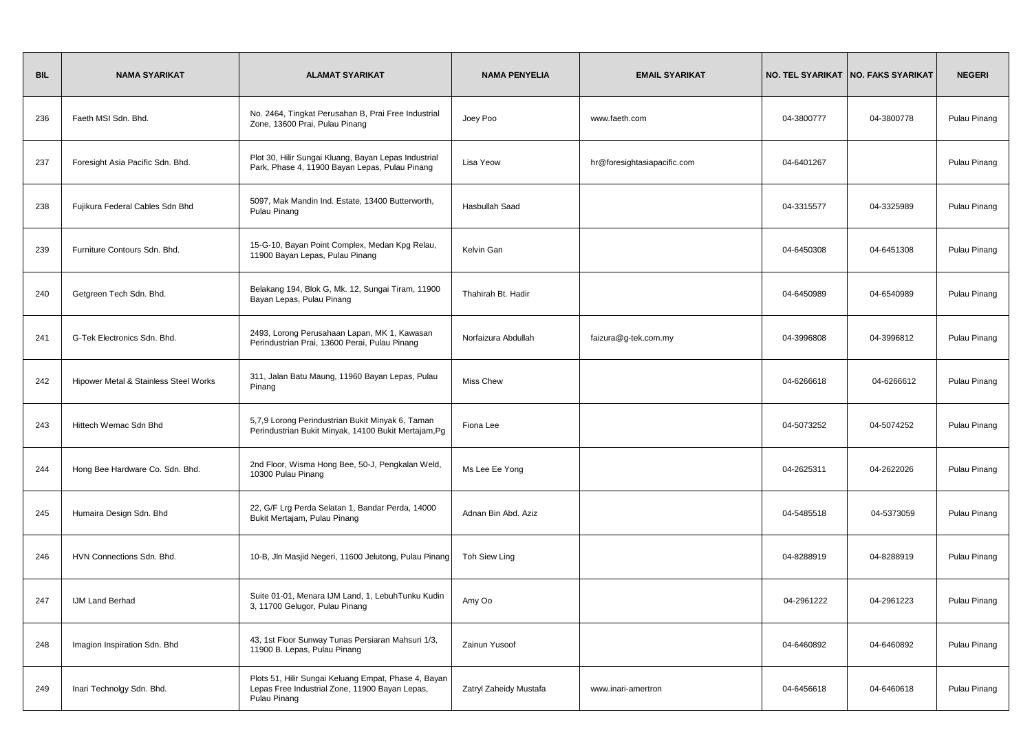| BIL | NAMA SYARIKAT | ALAMAT SYARIKAT | NAMA PENYELIA | EMAIL SYARIKAT | NO. TEL SYARIKAT | NO. FAKS SYARIKAT | NEGERI |
|---|---|---|---|---|---|---|---|
| 236 | Faeth MSI Sdn. Bhd. | No. 2464, Tingkat Perusahan B, Prai Free Industrial Zone, 13600 Prai, Pulau Pinang | Joey Poo | www.faeth.com | 04-3800777 | 04-3800778 | Pulau Pinang |
| 237 | Foresight Asia Pacific Sdn. Bhd. | Plot 30, Hilir Sungai Kluang, Bayan Lepas Industrial Park, Phase 4, 11900 Bayan Lepas, Pulau Pinang | Lisa Yeow | hr@foresightasiapacific.com | 04-6401267 | | Pulau Pinang |
| 238 | Fujikura Federal Cables Sdn Bhd | 5097, Mak Mandin Ind. Estate, 13400 Butterworth, Pulau Pinang | Hasbullah Saad | | 04-3315577 | 04-3325989 | Pulau Pinang |
| 239 | Furniture Contours Sdn. Bhd. | 15-G-10, Bayan Point Complex, Medan Kpg Relau, 11900 Bayan Lepas, Pulau Pinang | Kelvin Gan | | 04-6450308 | 04-6451308 | Pulau Pinang |
| 240 | Getgreen Tech Sdn. Bhd. | Belakang 194, Blok G, Mk. 12, Sungai Tiram, 11900 Bayan Lepas, Pulau Pinang | Thahirah Bt. Hadir | | 04-6450989 | 04-6540989 | Pulau Pinang |
| 241 | G-Tek Electronics Sdn. Bhd. | 2493, Lorong Perusahaan Lapan, MK 1, Kawasan Perindustrian Prai, 13600 Perai, Pulau Pinang | Norfaizura Abdullah | faizura@g-tek.com.my | 04-3996808 | 04-3996812 | Pulau Pinang |
| 242 | Hipower Metal & Stainless Steel Works | 311, Jalan Batu Maung, 11960 Bayan Lepas, Pulau Pinang | Miss Chew | | 04-6266618 | 04-6266612 | Pulau Pinang |
| 243 | Hittech Wemac Sdn Bhd | 5,7,9 Lorong Perindustrian Bukit Minyak 6, Taman Perindustrian Bukit Minyak, 14100 Bukit Mertajam,Pg | Fiona Lee | | 04-5073252 | 04-5074252 | Pulau Pinang |
| 244 | Hong Bee Hardware Co. Sdn. Bhd. | 2nd Floor, Wisma Hong Bee, 50-J, Pengkalan Weld, 10300 Pulau Pinang | Ms Lee Ee Yong | | 04-2625311 | 04-2622026 | Pulau Pinang |
| 245 | Humaira Design Sdn. Bhd | 22, G/F Lrg Perda Selatan 1, Bandar Perda, 14000 Bukit Mertajam, Pulau Pinang | Adnan Bin Abd. Aziz | | 04-5485518 | 04-5373059 | Pulau Pinang |
| 246 | HVN Connections Sdn. Bhd. | 10-B, Jln Masjid Negeri, 11600 Jelutong, Pulau Pinang | Toh Siew Ling | | 04-8288919 | 04-8288919 | Pulau Pinang |
| 247 | IJM Land Berhad | Suite 01-01, Menara IJM Land, 1, LebuhTunku Kudin 3, 11700 Gelugor, Pulau Pinang | Amy Oo | | 04-2961222 | 04-2961223 | Pulau Pinang |
| 248 | Imagion Inspiration Sdn. Bhd | 43, 1st Floor Sunway Tunas Persiaran Mahsuri 1/3, 11900 B. Lepas, Pulau Pinang | Zainun Yusoof | | 04-6460892 | 04-6460892 | Pulau Pinang |
| 249 | Inari Technolgy Sdn. Bhd. | Plots 51, Hilir Sungai Keluang Empat, Phase 4, Bayan Lepas Free Industrial Zone, 11900 Bayan Lepas, Pulau Pinang | Zatryl Zaheidy Mustafa | www.inari-amertron | 04-6456618 | 04-6460618 | Pulau Pinang |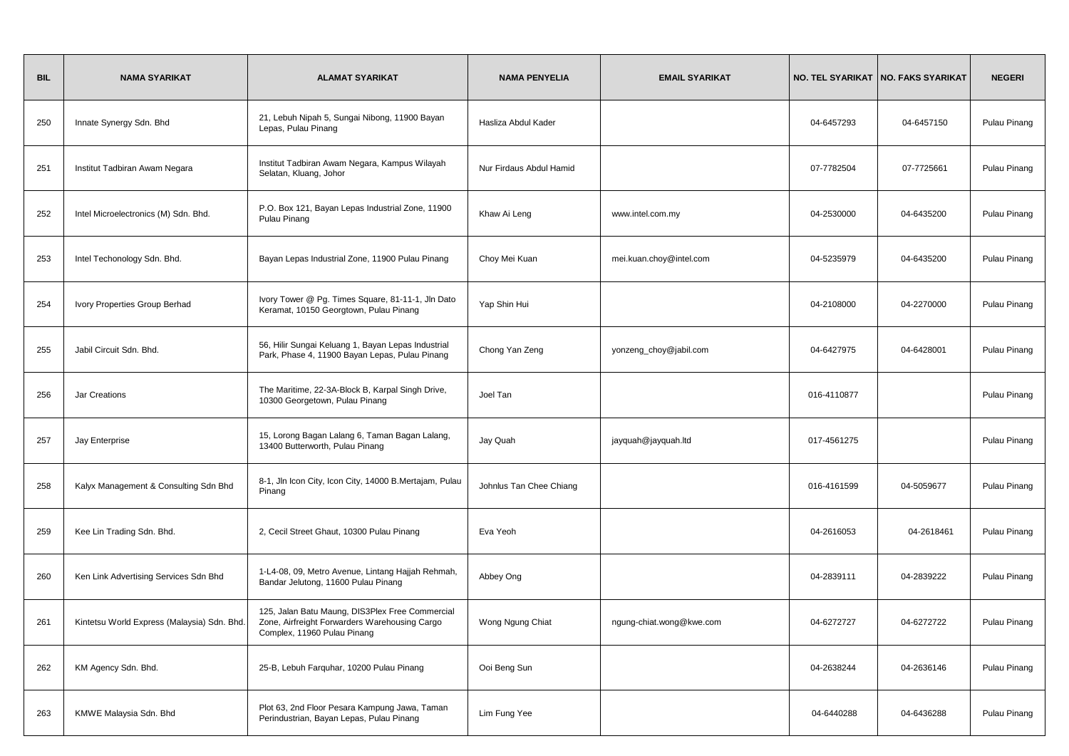| BIL | NAMA SYARIKAT | ALAMAT SYARIKAT | NAMA PENYELIA | EMAIL SYARIKAT | NO. TEL SYARIKAT | NO. FAKS SYARIKAT | NEGERI |
|---|---|---|---|---|---|---|---|
| 250 | Innate Synergy Sdn. Bhd | 21, Lebuh Nipah 5, Sungai Nibong, 11900 Bayan Lepas, Pulau Pinang | Hasliza Abdul Kader | | 04-6457293 | 04-6457150 | Pulau Pinang |
| 251 | Institut Tadbiran Awam Negara | Institut Tadbiran Awam Negara, Kampus Wilayah Selatan, Kluang, Johor | Nur Firdaus Abdul Hamid | | 07-7782504 | 07-7725661 | Pulau Pinang |
| 252 | Intel Microelectronics (M) Sdn. Bhd. | P.O. Box 121, Bayan Lepas Industrial Zone, 11900 Pulau Pinang | Khaw Ai Leng | www.intel.com.my | 04-2530000 | 04-6435200 | Pulau Pinang |
| 253 | Intel Techonology Sdn. Bhd. | Bayan Lepas Industrial Zone, 11900 Pulau Pinang | Choy Mei Kuan | mei.kuan.choy@intel.com | 04-5235979 | 04-6435200 | Pulau Pinang |
| 254 | Ivory Properties Group Berhad | Ivory Tower @ Pg. Times Square, 81-11-1, Jln Dato Keramat, 10150 Georgtown, Pulau Pinang | Yap Shin Hui | | 04-2108000 | 04-2270000 | Pulau Pinang |
| 255 | Jabil Circuit Sdn. Bhd. | 56, Hilir Sungai Keluang 1, Bayan Lepas Industrial Park, Phase 4, 11900 Bayan Lepas, Pulau Pinang | Chong Yan Zeng | yonzeng_choy@jabil.com | 04-6427975 | 04-6428001 | Pulau Pinang |
| 256 | Jar Creations | The Maritime, 22-3A-Block B, Karpal Singh Drive, 10300 Georgetown, Pulau Pinang | Joel Tan | | 016-4110877 | | Pulau Pinang |
| 257 | Jay Enterprise | 15, Lorong Bagan Lalang 6, Taman Bagan Lalang, 13400 Butterworth, Pulau Pinang | Jay Quah | jayquah@jayquah.ltd | 017-4561275 | | Pulau Pinang |
| 258 | Kalyx Management & Consulting Sdn Bhd | 8-1, Jln Icon City, Icon City, 14000 B.Mertajam, Pulau Pinang | Johnlus Tan Chee Chiang | | 016-4161599 | 04-5059677 | Pulau Pinang |
| 259 | Kee Lin Trading Sdn. Bhd. | 2, Cecil Street Ghaut, 10300 Pulau Pinang | Eva Yeoh | | 04-2616053 | 04-2618461 | Pulau Pinang |
| 260 | Ken Link Advertising Services Sdn Bhd | 1-L4-08, 09, Metro Avenue, Lintang Hajjah Rehmah, Bandar Jelutong, 11600 Pulau Pinang | Abbey Ong | | 04-2839111 | 04-2839222 | Pulau Pinang |
| 261 | Kintetsu World Express (Malaysia) Sdn. Bhd. | 125, Jalan Batu Maung, DIS3Plex Free Commercial Zone, Airfreight Forwarders Warehousing Cargo Complex, 11960 Pulau Pinang | Wong Ngung Chiat | ngung-chiat.wong@kwe.com | 04-6272727 | 04-6272722 | Pulau Pinang |
| 262 | KM Agency Sdn. Bhd. | 25-B, Lebuh Farquhar, 10200 Pulau Pinang | Ooi Beng Sun | | 04-2638244 | 04-2636146 | Pulau Pinang |
| 263 | KMWE Malaysia Sdn. Bhd | Plot 63, 2nd Floor Pesara Kampung Jawa, Taman Perindustrian, Bayan Lepas, Pulau Pinang | Lim Fung Yee | | 04-6440288 | 04-6436288 | Pulau Pinang |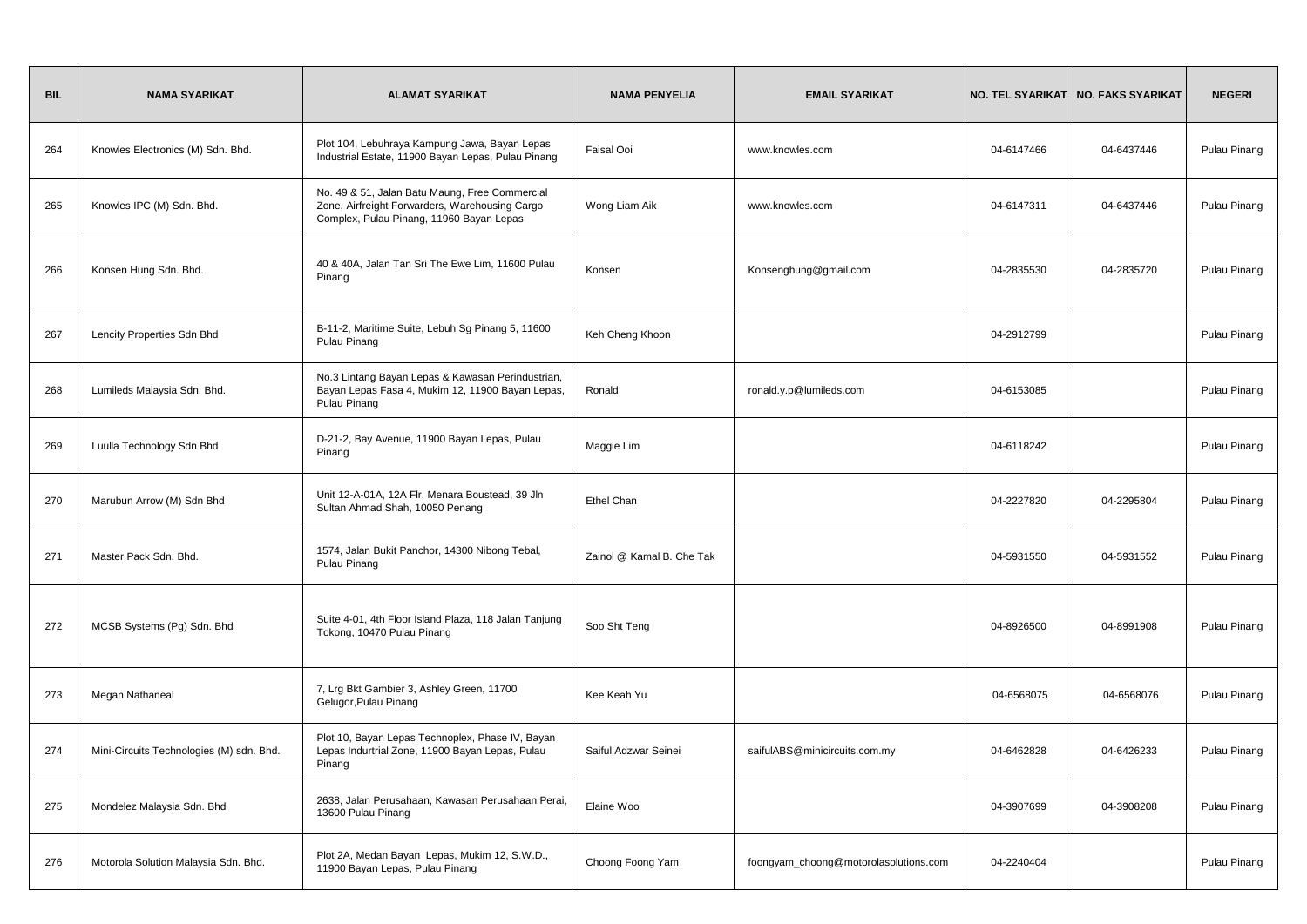| BIL | NAMA SYARIKAT | ALAMAT SYARIKAT | NAMA PENYELIA | EMAIL SYARIKAT | NO. TEL SYARIKAT | NO. FAKS SYARIKAT | NEGERI |
|---|---|---|---|---|---|---|---|
| 264 | Knowles Electronics (M) Sdn. Bhd. | Plot 104, Lebuhraya Kampung Jawa, Bayan Lepas Industrial Estate, 11900 Bayan Lepas, Pulau Pinang | Faisal Ooi | www.knowles.com | 04-6147466 | 04-6437446 | Pulau Pinang |
| 265 | Knowles IPC (M) Sdn. Bhd. | No. 49 & 51, Jalan Batu Maung, Free Commercial Zone, Airfreight Forwarders, Warehousing Cargo Complex, Pulau Pinang, 11960 Bayan Lepas | Wong Liam Aik | www.knowles.com | 04-6147311 | 04-6437446 | Pulau Pinang |
| 266 | Konsen Hung Sdn. Bhd. | 40 & 40A, Jalan Tan Sri The Ewe Lim, 11600 Pulau Pinang | Konsen | Konsenghung@gmail.com | 04-2835530 | 04-2835720 | Pulau Pinang |
| 267 | Lencity Properties Sdn Bhd | B-11-2, Maritime Suite, Lebuh Sg Pinang 5, 11600 Pulau Pinang | Keh Cheng Khoon | | 04-2912799 | | Pulau Pinang |
| 268 | Lumileds Malaysia Sdn. Bhd. | No.3 Lintang Bayan Lepas & Kawasan Perindustrian, Bayan Lepas Fasa 4, Mukim 12, 11900 Bayan Lepas, Pulau Pinang | Ronald | ronald.y.p@lumileds.com | 04-6153085 | | Pulau Pinang |
| 269 | Luulla Technology Sdn Bhd | D-21-2, Bay Avenue, 11900 Bayan Lepas, Pulau Pinang | Maggie Lim | | 04-6118242 | | Pulau Pinang |
| 270 | Marubun Arrow (M) Sdn Bhd | Unit 12-A-01A, 12A Flr, Menara Boustead, 39 Jln Sultan Ahmad Shah, 10050 Penang | Ethel Chan | | 04-2227820 | 04-2295804 | Pulau Pinang |
| 271 | Master Pack Sdn. Bhd. | 1574, Jalan Bukit Panchor, 14300 Nibong Tebal, Pulau Pinang | Zainol @ Kamal B. Che Tak | | 04-5931550 | 04-5931552 | Pulau Pinang |
| 272 | MCSB Systems (Pg) Sdn. Bhd | Suite 4-01, 4th Floor Island Plaza, 118 Jalan Tanjung Tokong, 10470 Pulau Pinang | Soo Sht Teng | | 04-8926500 | 04-8991908 | Pulau Pinang |
| 273 | Megan Nathaneal | 7, Lrg Bkt Gambier 3, Ashley Green, 11700 Gelugor,Pulau Pinang | Kee Keah Yu | | 04-6568075 | 04-6568076 | Pulau Pinang |
| 274 | Mini-Circuits Technologies (M) sdn. Bhd. | Plot 10, Bayan Lepas Technoplex, Phase IV, Bayan Lepas Indurtrial Zone, 11900 Bayan Lepas, Pulau Pinang | Saiful Adzwar Seinei | saifulABS@minicircuits.com.my | 04-6462828 | 04-6426233 | Pulau Pinang |
| 275 | Mondelez Malaysia Sdn. Bhd | 2638, Jalan Perusahaan, Kawasan Perusahaan Perai, 13600 Pulau Pinang | Elaine Woo | | 04-3907699 | 04-3908208 | Pulau Pinang |
| 276 | Motorola Solution Malaysia Sdn. Bhd. | Plot 2A, Medan Bayan Lepas, Mukim 12, S.W.D., 11900 Bayan Lepas, Pulau Pinang | Choong Foong Yam | foongyam_choong@motorolasolutions.com | 04-2240404 | | Pulau Pinang |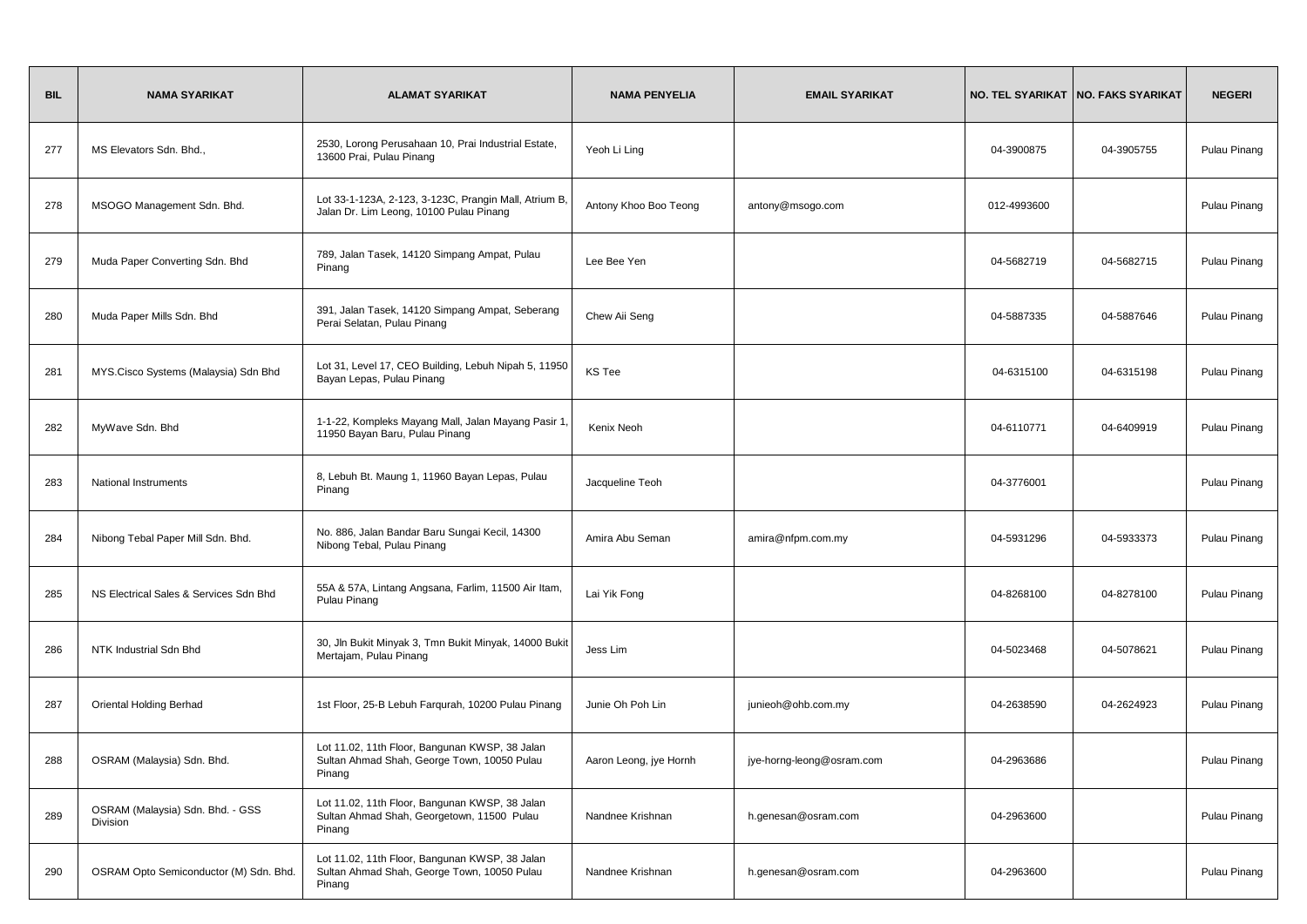| BIL | NAMA SYARIKAT | ALAMAT SYARIKAT | NAMA PENYELIA | EMAIL SYARIKAT | NO. TEL SYARIKAT | NO. FAKS SYARIKAT | NEGERI |
|---|---|---|---|---|---|---|---|
| 277 | MS Elevators Sdn. Bhd., | 2530, Lorong Perusahaan 10, Prai Industrial Estate, 13600 Prai, Pulau Pinang | Yeoh Li Ling | | 04-3900875 | 04-3905755 | Pulau Pinang |
| 278 | MSOGO Management Sdn. Bhd. | Lot 33-1-123A, 2-123, 3-123C, Prangin Mall, Atrium B, Jalan Dr. Lim Leong, 10100 Pulau Pinang | Antony Khoo Boo Teong | antony@msogo.com | 012-4993600 | | Pulau Pinang |
| 279 | Muda Paper Converting Sdn. Bhd | 789, Jalan Tasek, 14120 Simpang Ampat, Pulau Pinang | Lee Bee Yen | | 04-5682719 | 04-5682715 | Pulau Pinang |
| 280 | Muda Paper Mills Sdn. Bhd | 391, Jalan Tasek, 14120 Simpang Ampat, Seberang Perai Selatan, Pulau Pinang | Chew Aii Seng | | 04-5887335 | 04-5887646 | Pulau Pinang |
| 281 | MYS.Cisco Systems (Malaysia) Sdn Bhd | Lot 31, Level 17, CEO Building, Lebuh Nipah 5, 11950 Bayan Lepas, Pulau Pinang | KS Tee | | 04-6315100 | 04-6315198 | Pulau Pinang |
| 282 | MyWave Sdn. Bhd | 1-1-22, Kompleks Mayang Mall, Jalan Mayang Pasir 1, 11950 Bayan Baru, Pulau Pinang | Kenix Neoh | | 04-6110771 | 04-6409919 | Pulau Pinang |
| 283 | National Instruments | 8, Lebuh Bt. Maung 1, 11960 Bayan Lepas, Pulau Pinang | Jacqueline Teoh | | 04-3776001 | | Pulau Pinang |
| 284 | Nibong Tebal Paper Mill Sdn. Bhd. | No. 886, Jalan Bandar Baru Sungai Kecil, 14300 Nibong Tebal, Pulau Pinang | Amira Abu Seman | amira@nfpm.com.my | 04-5931296 | 04-5933373 | Pulau Pinang |
| 285 | NS Electrical Sales & Services Sdn Bhd | 55A & 57A, Lintang Angsana, Farlim, 11500 Air Itam, Pulau Pinang | Lai Yik Fong | | 04-8268100 | 04-8278100 | Pulau Pinang |
| 286 | NTK Industrial Sdn Bhd | 30, Jln Bukit Minyak 3, Tmn Bukit Minyak, 14000 Bukit Mertajam, Pulau Pinang | Jess Lim | | 04-5023468 | 04-5078621 | Pulau Pinang |
| 287 | Oriental Holding Berhad | 1st Floor, 25-B Lebuh Farqurah, 10200 Pulau Pinang | Junie Oh Poh Lin | junieoh@ohb.com.my | 04-2638590 | 04-2624923 | Pulau Pinang |
| 288 | OSRAM (Malaysia) Sdn. Bhd. | Lot 11.02, 11th Floor, Bangunan KWSP, 38 Jalan Sultan Ahmad Shah, George Town, 10050 Pulau Pinang | Aaron Leong, jye Hornh | jye-horng-leong@osram.com | 04-2963686 | | Pulau Pinang |
| 289 | OSRAM (Malaysia) Sdn. Bhd. - GSS Division | Lot 11.02, 11th Floor, Bangunan KWSP, 38 Jalan Sultan Ahmad Shah, Georgetown, 11500 Pulau Pinang | Nandnee Krishnan | h.genesan@osram.com | 04-2963600 | | Pulau Pinang |
| 290 | OSRAM Opto Semiconductor (M) Sdn. Bhd. | Lot 11.02, 11th Floor, Bangunan KWSP, 38 Jalan Sultan Ahmad Shah, George Town, 10050 Pulau Pinang | Nandnee Krishnan | h.genesan@osram.com | 04-2963600 | | Pulau Pinang |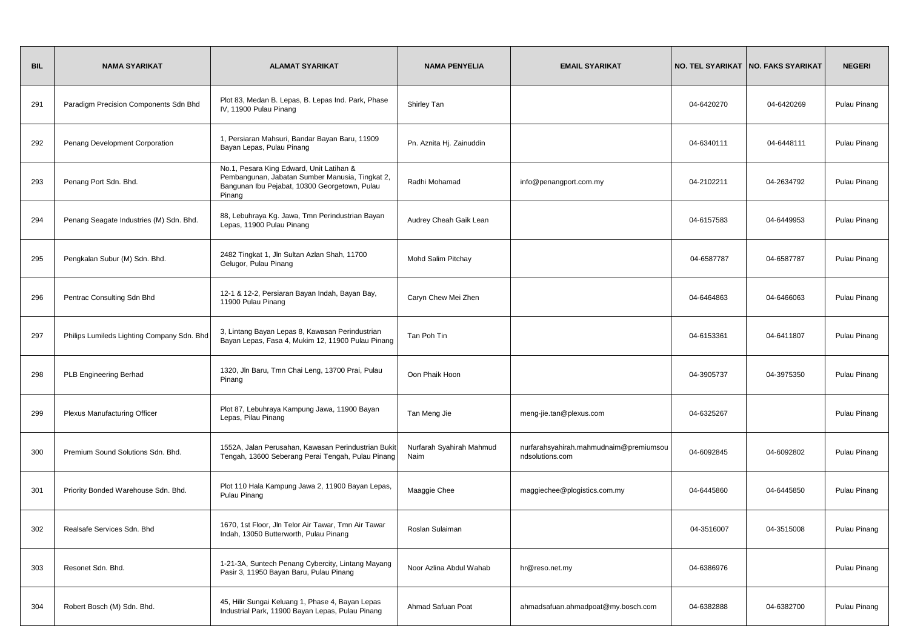| BIL | NAMA SYARIKAT | ALAMAT SYARIKAT | NAMA PENYELIA | EMAIL SYARIKAT | NO. TEL SYARIKAT | NO. FAKS SYARIKAT | NEGERI |
|---|---|---|---|---|---|---|---|
| 291 | Paradigm Precision Components Sdn Bhd | Plot 83, Medan B. Lepas, B. Lepas Ind. Park, Phase IV, 11900 Pulau Pinang | Shirley Tan | | 04-6420270 | 04-6420269 | Pulau Pinang |
| 292 | Penang Development Corporation | 1, Persiaran Mahsuri, Bandar Bayan Baru, 11909 Bayan Lepas, Pulau Pinang | Pn. Aznita Hj. Zainuddin | | 04-6340111 | 04-6448111 | Pulau Pinang |
| 293 | Penang Port Sdn. Bhd. | No.1, Pesara King Edward, Unit Latihan & Pembangunan, Jabatan Sumber Manusia, Tingkat 2, Bangunan Ibu Pejabat, 10300 Georgetown, Pulau Pinang | Radhi Mohamad | info@penangport.com.my | 04-2102211 | 04-2634792 | Pulau Pinang |
| 294 | Penang Seagate Industries (M) Sdn. Bhd. | 88, Lebuhraya Kg. Jawa, Tmn Perindustrian Bayan Lepas, 11900 Pulau Pinang | Audrey Cheah Gaik Lean | | 04-6157583 | 04-6449953 | Pulau Pinang |
| 295 | Pengkalan Subur (M) Sdn. Bhd. | 2482 Tingkat 1, Jln Sultan Azlan Shah, 11700 Gelugor, Pulau Pinang | Mohd Salim Pitchay | | 04-6587787 | 04-6587787 | Pulau Pinang |
| 296 | Pentrac Consulting Sdn Bhd | 12-1 & 12-2, Persiaran Bayan Indah, Bayan Bay, 11900 Pulau Pinang | Caryn Chew Mei Zhen | | 04-6464863 | 04-6466063 | Pulau Pinang |
| 297 | Philips Lumileds Lighting Company Sdn. Bhd | 3, Lintang Bayan Lepas 8, Kawasan Perindustrian Bayan Lepas, Fasa 4, Mukim 12, 11900 Pulau Pinang | Tan Poh Tin | | 04-6153361 | 04-6411807 | Pulau Pinang |
| 298 | PLB Engineering Berhad | 1320, Jln Baru, Tmn Chai Leng, 13700 Prai, Pulau Pinang | Oon Phaik Hoon | | 04-3905737 | 04-3975350 | Pulau Pinang |
| 299 | Plexus Manufacturing Officer | Plot 87, Lebuhraya Kampung Jawa, 11900 Bayan Lepas, Pilau Pinang | Tan Meng Jie | meng-jie.tan@plexus.com | 04-6325267 | | Pulau Pinang |
| 300 | Premium Sound Solutions Sdn. Bhd. | 1552A, Jalan Perusahan, Kawasan Perindustrian Bukit Tengah, 13600 Seberang Perai Tengah, Pulau Pinang | Nurfarah Syahirah Mahmud Naim | nurfarahsyahirah.mahmudnaim@premiumsoundsolutions.com | 04-6092845 | 04-6092802 | Pulau Pinang |
| 301 | Priority Bonded Warehouse Sdn. Bhd. | Plot 110 Hala Kampung Jawa 2, 11900 Bayan Lepas, Pulau Pinang | Maaggie Chee | maggiechee@plogistics.com.my | 04-6445860 | 04-6445850 | Pulau Pinang |
| 302 | Realsafe Services Sdn. Bhd | 1670, 1st Floor, Jln Telor Air Tawar, Tmn Air Tawar Indah, 13050 Butterworth, Pulau Pinang | Roslan Sulaiman | | 04-3516007 | 04-3515008 | Pulau Pinang |
| 303 | Resonet Sdn. Bhd. | 1-21-3A, Suntech Penang Cybercity, Lintang Mayang Pasir 3, 11950 Bayan Baru, Pulau Pinang | Noor Azlina Abdul Wahab | hr@reso.net.my | 04-6386976 | | Pulau Pinang |
| 304 | Robert Bosch (M) Sdn. Bhd. | 45, Hilir Sungai Keluang 1, Phase 4, Bayan Lepas Industrial Park, 11900 Bayan Lepas, Pulau Pinang | Ahmad Safuan Poat | ahmadsafuan.ahmadpoat@my.bosch.com | 04-6382888 | 04-6382700 | Pulau Pinang |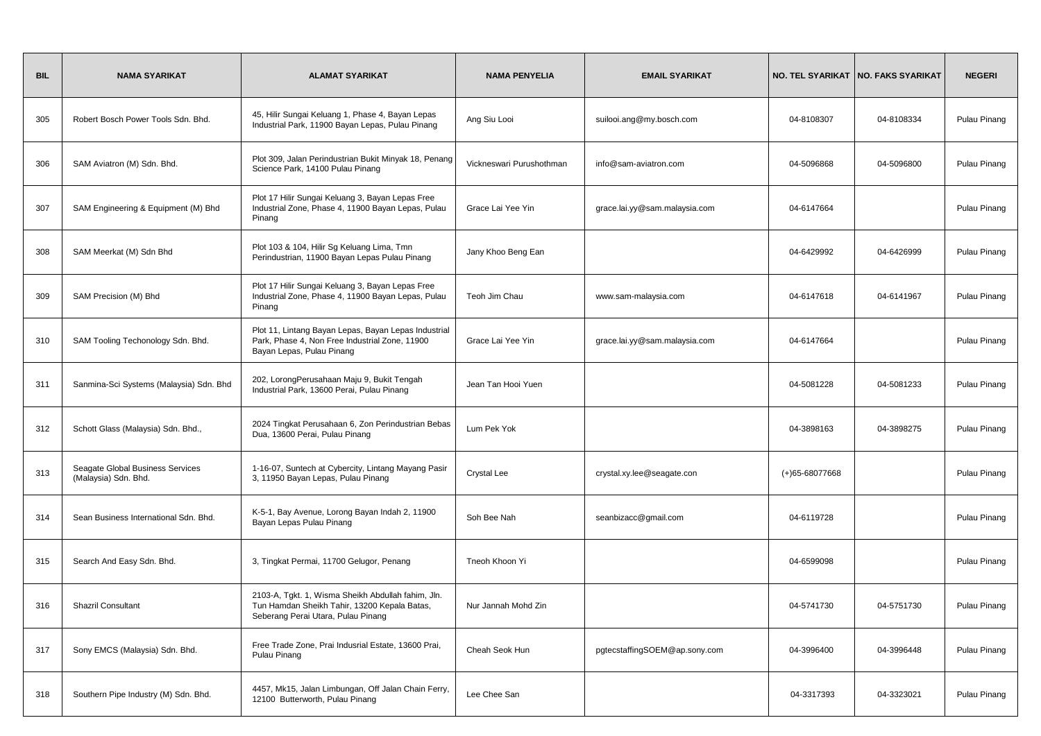| BIL | NAMA SYARIKAT | ALAMAT SYARIKAT | NAMA PENYELIA | EMAIL SYARIKAT | NO. TEL SYARIKAT | NO. FAKS SYARIKAT | NEGERI |
|---|---|---|---|---|---|---|---|
| 305 | Robert Bosch Power Tools Sdn. Bhd. | 45, Hilir Sungai Keluang 1, Phase 4, Bayan Lepas Industrial Park, 11900 Bayan Lepas, Pulau Pinang | Ang Siu Looi | suilooi.ang@my.bosch.com | 04-8108307 | 04-8108334 | Pulau Pinang |
| 306 | SAM Aviatron (M) Sdn. Bhd. | Plot 309, Jalan Perindustrian Bukit Minyak 18, Penang Science Park, 14100 Pulau Pinang | Vickneswari Purushothman | info@sam-aviatron.com | 04-5096868 | 04-5096800 | Pulau Pinang |
| 307 | SAM Engineering & Equipment (M) Bhd | Plot 17 Hilir Sungai Keluang 3, Bayan Lepas Free Industrial Zone, Phase 4, 11900 Bayan Lepas, Pulau Pinang | Grace Lai Yee Yin | grace.lai.yy@sam.malaysia.com | 04-6147664 | | Pulau Pinang |
| 308 | SAM Meerkat (M) Sdn Bhd | Plot 103 & 104, Hilir Sg Keluang Lima, Tmn Perindustrian, 11900 Bayan Lepas Pulau Pinang | Jany Khoo Beng Ean | | 04-6429992 | 04-6426999 | Pulau Pinang |
| 309 | SAM Precision (M) Bhd | Plot 17 Hilir Sungai Keluang 3, Bayan Lepas Free Industrial Zone, Phase 4, 11900 Bayan Lepas, Pulau Pinang | Teoh Jim Chau | www.sam-malaysia.com | 04-6147618 | 04-6141967 | Pulau Pinang |
| 310 | SAM Tooling Techonology Sdn. Bhd. | Plot 11, Lintang Bayan Lepas, Bayan Lepas Industrial Park, Phase 4, Non Free Industrial Zone, 11900 Bayan Lepas, Pulau Pinang | Grace Lai Yee Yin | grace.lai.yy@sam.malaysia.com | 04-6147664 | | Pulau Pinang |
| 311 | Sanmina-Sci Systems (Malaysia) Sdn. Bhd | 202, LorongPerusahaan Maju 9, Bukit Tengah Industrial Park, 13600 Perai, Pulau Pinang | Jean Tan Hooi Yuen | | 04-5081228 | 04-5081233 | Pulau Pinang |
| 312 | Schott Glass (Malaysia) Sdn. Bhd., | 2024 Tingkat Perusahaan 6, Zon Perindustrian Bebas Dua, 13600 Perai, Pulau Pinang | Lum Pek Yok | | 04-3898163 | 04-3898275 | Pulau Pinang |
| 313 | Seagate Global Business Services (Malaysia) Sdn. Bhd. | 1-16-07, Suntech at Cybercity, Lintang Mayang Pasir 3, 11950 Bayan Lepas, Pulau Pinang | Crystal Lee | crystal.xy.lee@seagate.con | (+)65-68077668 | | Pulau Pinang |
| 314 | Sean Business International Sdn. Bhd. | K-5-1, Bay Avenue, Lorong Bayan Indah 2, 11900 Bayan Lepas Pulau Pinang | Soh Bee Nah | seanbizacc@gmail.com | 04-6119728 | | Pulau Pinang |
| 315 | Search And Easy Sdn. Bhd. | 3, Tingkat Permai, 11700 Gelugor, Penang | Tneoh Khoon Yi | | 04-6599098 | | Pulau Pinang |
| 316 | Shazril Consultant | 2103-A, Tgkt. 1, Wisma Sheikh Abdullah fahim, Jln. Tun Hamdan Sheikh Tahir, 13200 Kepala Batas, Seberang Perai Utara, Pulau Pinang | Nur Jannah Mohd Zin | | 04-5741730 | 04-5751730 | Pulau Pinang |
| 317 | Sony EMCS (Malaysia) Sdn. Bhd. | Free Trade Zone, Prai Indusrial Estate, 13600 Prai, Pulau Pinang | Cheah Seok Hun | pgtecstaffingSOEM@ap.sony.com | 04-3996400 | 04-3996448 | Pulau Pinang |
| 318 | Southern Pipe Industry (M) Sdn. Bhd. | 4457, Mk15, Jalan Limbungan, Off Jalan Chain Ferry, 12100 Butterworth, Pulau Pinang | Lee Chee San | | 04-3317393 | 04-3323021 | Pulau Pinang |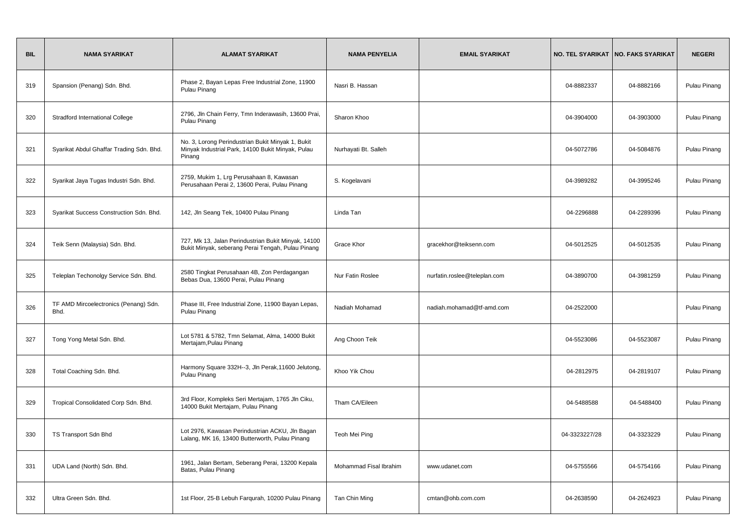| BIL | NAMA SYARIKAT | ALAMAT SYARIKAT | NAMA PENYELIA | EMAIL SYARIKAT | NO. TEL SYARIKAT | NO. FAKS SYARIKAT | NEGERI |
|---|---|---|---|---|---|---|---|
| 319 | Spansion (Penang) Sdn. Bhd. | Phase 2, Bayan Lepas Free Industrial Zone, 11900 Pulau Pinang | Nasri B. Hassan | | 04-8882337 | 04-8882166 | Pulau Pinang |
| 320 | Stradford International College | 2796, Jln Chain Ferry, Tmn Inderawasih, 13600 Prai, Pulau Pinang | Sharon Khoo | | 04-3904000 | 04-3903000 | Pulau Pinang |
| 321 | Syarikat Abdul Ghaffar Trading Sdn. Bhd. | No. 3, Lorong Perindustrian Bukit Minyak 1, Bukit Minyak Industrial Park, 14100 Bukit Minyak, Pulau Pinang | Nurhayati Bt. Salleh | | 04-5072786 | 04-5084876 | Pulau Pinang |
| 322 | Syarikat Jaya Tugas Industri Sdn. Bhd. | 2759, Mukim 1, Lrg Perusahaan 8, Kawasan Perusahaan Perai 2, 13600 Perai, Pulau Pinang | S. Kogelavani | | 04-3989282 | 04-3995246 | Pulau Pinang |
| 323 | Syarikat Success Construction Sdn. Bhd. | 142, Jln Seang Tek, 10400 Pulau Pinang | Linda Tan | | 04-2296888 | 04-2289396 | Pulau Pinang |
| 324 | Teik Senn (Malaysia) Sdn. Bhd. | 727, Mk 13, Jalan Perindustrian Bukit Minyak, 14100 Bukit Minyak, seberang Perai Tengah, Pulau Pinang | Grace Khor | gracekhor@teiksenn.com | 04-5012525 | 04-5012535 | Pulau Pinang |
| 325 | Teleplan Techonolgy Service Sdn. Bhd. | 2580 Tingkat Perusahaan 4B, Zon Perdagangan Bebas Dua, 13600 Perai, Pulau Pinang | Nur Fatin Roslee | nurfatin.roslee@teleplan.com | 04-3890700 | 04-3981259 | Pulau Pinang |
| 326 | TF AMD Mircoelectronics (Penang) Sdn. Bhd. | Phase III, Free Industrial Zone, 11900 Bayan Lepas, Pulau Pinang | Nadiah Mohamad | nadiah.mohamad@tf-amd.com | 04-2522000 | | Pulau Pinang |
| 327 | Tong Yong Metal Sdn. Bhd. | Lot 5781 & 5782, Tmn Selamat, Alma, 14000 Bukit Mertajam,Pulau Pinang | Ang Choon Teik | | 04-5523086 | 04-5523087 | Pulau Pinang |
| 328 | Total Coaching Sdn. Bhd. | Harmony Square 332H--3, Jln Perak,11600 Jelutong, Pulau Pinang | Khoo Yik Chou | | 04-2812975 | 04-2819107 | Pulau Pinang |
| 329 | Tropical Consolidated Corp Sdn. Bhd. | 3rd Floor, Kompleks Seri Mertajam, 1765 Jln Ciku, 14000 Bukit Mertajam, Pulau Pinang | Tham CA/Eileen | | 04-5488588 | 04-5488400 | Pulau Pinang |
| 330 | TS Transport Sdn Bhd | Lot 2976, Kawasan Perindustrian ACKU, Jln Bagan Lalang, MK 16, 13400 Butterworth, Pulau Pinang | Teoh Mei Ping | | 04-3323227/28 | 04-3323229 | Pulau Pinang |
| 331 | UDA Land (North) Sdn. Bhd. | 1961, Jalan Bertam, Seberang Perai, 13200 Kepala Batas, Pulau Pinang | Mohammad Fisal Ibrahim | www.udanet.com | 04-5755566 | 04-5754166 | Pulau Pinang |
| 332 | Ultra Green Sdn. Bhd. | 1st Floor, 25-B Lebuh Farqurah, 10200 Pulau Pinang | Tan Chin Ming | cmtan@ohb.com.com | 04-2638590 | 04-2624923 | Pulau Pinang |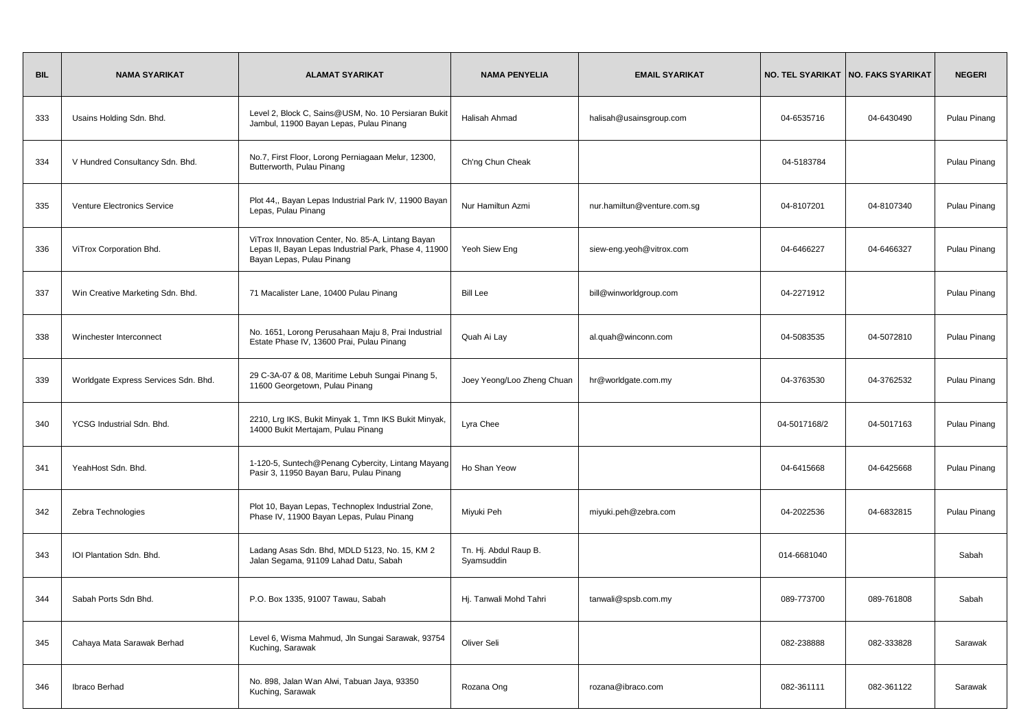| BIL | NAMA SYARIKAT | ALAMAT SYARIKAT | NAMA PENYELIA | EMAIL SYARIKAT | NO. TEL SYARIKAT | NO. FAKS SYARIKAT | NEGERI |
|---|---|---|---|---|---|---|---|
| 333 | Usains Holding Sdn. Bhd. | Level 2, Block C, Sains@USM, No. 10 Persiaran Bukit Jambul, 11900 Bayan Lepas, Pulau Pinang | Halisah Ahmad | halisah@usainsgroup.com | 04-6535716 | 04-6430490 | Pulau Pinang |
| 334 | V Hundred Consultancy Sdn. Bhd. | No.7, First Floor, Lorong Perniagaan Melur, 12300, Butterworth, Pulau Pinang | Ch'ng Chun Cheak | | 04-5183784 | | Pulau Pinang |
| 335 | Venture Electronics Service | Plot 44,, Bayan Lepas Industrial Park IV, 11900 Bayan Lepas, Pulau Pinang | Nur Hamiltun Azmi | nur.hamiltun@venture.com.sg | 04-8107201 | 04-8107340 | Pulau Pinang |
| 336 | ViTrox Corporation Bhd. | ViTrox Innovation Center, No. 85-A, Lintang Bayan Lepas II, Bayan Lepas Industrial Park, Phase 4, 11900 Bayan Lepas, Pulau Pinang | Yeoh Siew Eng | siew-eng.yeoh@vitrox.com | 04-6466227 | 04-6466327 | Pulau Pinang |
| 337 | Win Creative Marketing Sdn. Bhd. | 71 Macalister Lane, 10400 Pulau Pinang | Bill Lee | bill@winworldgroup.com | 04-2271912 | | Pulau Pinang |
| 338 | Winchester Interconnect | No. 1651, Lorong Perusahaan Maju 8, Prai Industrial Estate Phase IV, 13600 Prai, Pulau Pinang | Quah Ai Lay | al.quah@winconn.com | 04-5083535 | 04-5072810 | Pulau Pinang |
| 339 | Worldgate Express Services Sdn. Bhd. | 29 C-3A-07 & 08, Maritime Lebuh Sungai Pinang 5, 11600 Georgetown, Pulau Pinang | Joey Yeong/Loo Zheng Chuan | hr@worldgate.com.my | 04-3763530 | 04-3762532 | Pulau Pinang |
| 340 | YCSG Industrial Sdn. Bhd. | 2210, Lrg IKS, Bukit Minyak 1, Tmn IKS Bukit Minyak, 14000 Bukit Mertajam, Pulau Pinang | Lyra Chee | | 04-5017168/2 | 04-5017163 | Pulau Pinang |
| 341 | YeahHost Sdn. Bhd. | 1-120-5, Suntech@Penang Cybercity, Lintang Mayang Pasir 3, 11950 Bayan Baru, Pulau Pinang | Ho Shan Yeow | | 04-6415668 | 04-6425668 | Pulau Pinang |
| 342 | Zebra Technologies | Plot 10, Bayan Lepas, Technoplex Industrial Zone, Phase IV, 11900 Bayan Lepas, Pulau Pinang | Miyuki Peh | miyuki.peh@zebra.com | 04-2022536 | 04-6832815 | Pulau Pinang |
| 343 | IOI Plantation Sdn. Bhd. | Ladang Asas Sdn. Bhd, MDLD 5123, No. 15, KM 2 Jalan Segama, 91109 Lahad Datu, Sabah | Tn. Hj. Abdul Raup B. Syamsuddin | | 014-6681040 | | Sabah |
| 344 | Sabah Ports Sdn Bhd. | P.O. Box 1335, 91007 Tawau, Sabah | Hj. Tanwali Mohd Tahri | tanwali@spsb.com.my | 089-773700 | 089-761808 | Sabah |
| 345 | Cahaya Mata Sarawak Berhad | Level 6, Wisma Mahmud, Jln Sungai Sarawak, 93754 Kuching, Sarawak | Oliver Seli | | 082-238888 | 082-333828 | Sarawak |
| 346 | Ibraco Berhad | No. 898, Jalan Wan Alwi, Tabuan Jaya, 93350 Kuching, Sarawak | Rozana Ong | rozana@ibraco.com | 082-361111 | 082-361122 | Sarawak |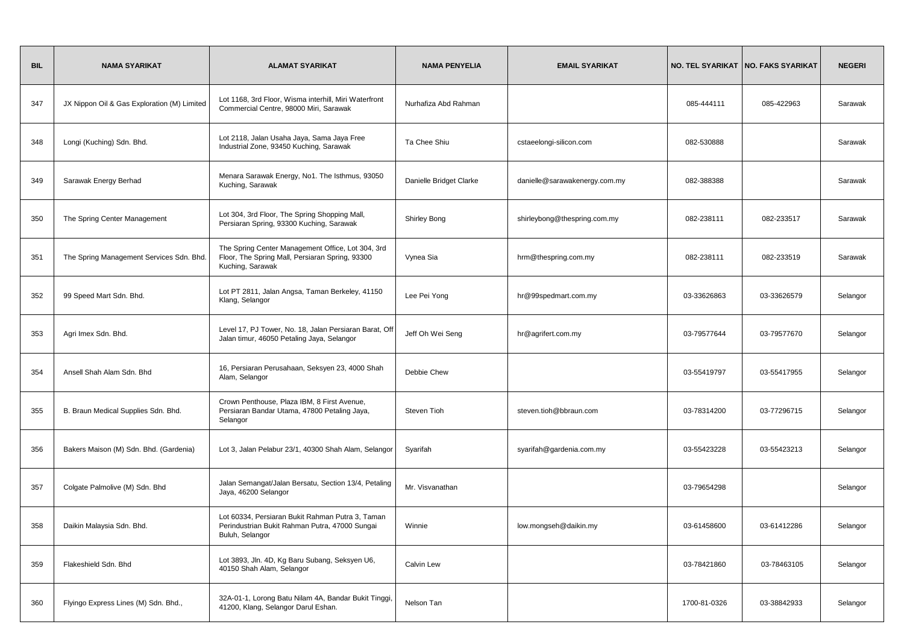| BIL | NAMA SYARIKAT | ALAMAT SYARIKAT | NAMA PENYELIA | EMAIL SYARIKAT | NO. TEL SYARIKAT | NO. FAKS SYARIKAT | NEGERI |
|---|---|---|---|---|---|---|---|
| 347 | JX Nippon Oil & Gas Exploration (M) Limited | Lot 1168, 3rd Floor, Wisma interhill, Miri Waterfront Commercial Centre, 98000 Miri, Sarawak | Nurhafiza Abd Rahman | | 085-444111 | 085-422963 | Sarawak |
| 348 | Longi (Kuching) Sdn. Bhd. | Lot 2118, Jalan Usaha Jaya, Sama Jaya Free Industrial Zone, 93450 Kuching, Sarawak | Ta Chee Shiu | cstaeelongi-silicon.com | 082-530888 | | Sarawak |
| 349 | Sarawak Energy Berhad | Menara Sarawak Energy, No1. The Isthmus, 93050 Kuching, Sarawak | Danielle Bridget Clarke | danielle@sarawakenergy.com.my | 082-388388 | | Sarawak |
| 350 | The Spring Center Management | Lot 304, 3rd Floor, The Spring Shopping Mall, Persiaran Spring, 93300 Kuching, Sarawak | Shirley Bong | shirleybong@thespring.com.my | 082-238111 | 082-233517 | Sarawak |
| 351 | The Spring Management Services Sdn. Bhd. | The Spring Center Management Office, Lot 304, 3rd Floor, The Spring Mall, Persiaran Spring, 93300 Kuching, Sarawak | Vynea Sia | hrm@thespring.com.my | 082-238111 | 082-233519 | Sarawak |
| 352 | 99 Speed Mart Sdn. Bhd. | Lot PT 2811, Jalan Angsa, Taman Berkeley, 41150 Klang, Selangor | Lee Pei Yong | hr@99spedmart.com.my | 03-33626863 | 03-33626579 | Selangor |
| 353 | Agri Imex Sdn. Bhd. | Level 17, PJ Tower, No. 18, Jalan Persiaran Barat, Off Jalan timur, 46050 Petaling Jaya, Selangor | Jeff Oh Wei Seng | hr@agrifert.com.my | 03-79577644 | 03-79577670 | Selangor |
| 354 | Ansell Shah Alam Sdn. Bhd | 16, Persiaran Perusahaan, Seksyen 23, 4000 Shah Alam, Selangor | Debbie Chew | | 03-55419797 | 03-55417955 | Selangor |
| 355 | B. Braun Medical Supplies Sdn. Bhd. | Crown Penthouse, Plaza IBM, 8 First Avenue, Persiaran Bandar Utama, 47800 Petaling Jaya, Selangor | Steven Tioh | steven.tioh@bbraun.com | 03-78314200 | 03-77296715 | Selangor |
| 356 | Bakers Maison (M) Sdn. Bhd. (Gardenia) | Lot 3, Jalan Pelabur 23/1, 40300 Shah Alam, Selangor | Syarifah | syarifah@gardenia.com.my | 03-55423228 | 03-55423213 | Selangor |
| 357 | Colgate Palmolive (M) Sdn. Bhd | Jalan Semangat/Jalan Bersatu, Section 13/4, Petaling Jaya, 46200 Selangor | Mr. Visvanathan | | 03-79654298 | | Selangor |
| 358 | Daikin Malaysia Sdn. Bhd. | Lot 60334, Persiaran Bukit Rahman Putra 3, Taman Perindustrian Bukit Rahman Putra, 47000 Sungai Buluh, Selangor | Winnie | low.mongseh@daikin.my | 03-61458600 | 03-61412286 | Selangor |
| 359 | Flakeshield Sdn. Bhd | Lot 3893, Jln. 4D, Kg Baru Subang, Seksyen U6, 40150 Shah Alam, Selangor | Calvin Lew | | 03-78421860 | 03-78463105 | Selangor |
| 360 | Flyingo Express Lines (M) Sdn. Bhd., | 32A-01-1, Lorong Batu Nilam 4A, Bandar Bukit Tinggi, 41200, Klang, Selangor Darul Eshan. | Nelson Tan | | 1700-81-0326 | 03-38842933 | Selangor |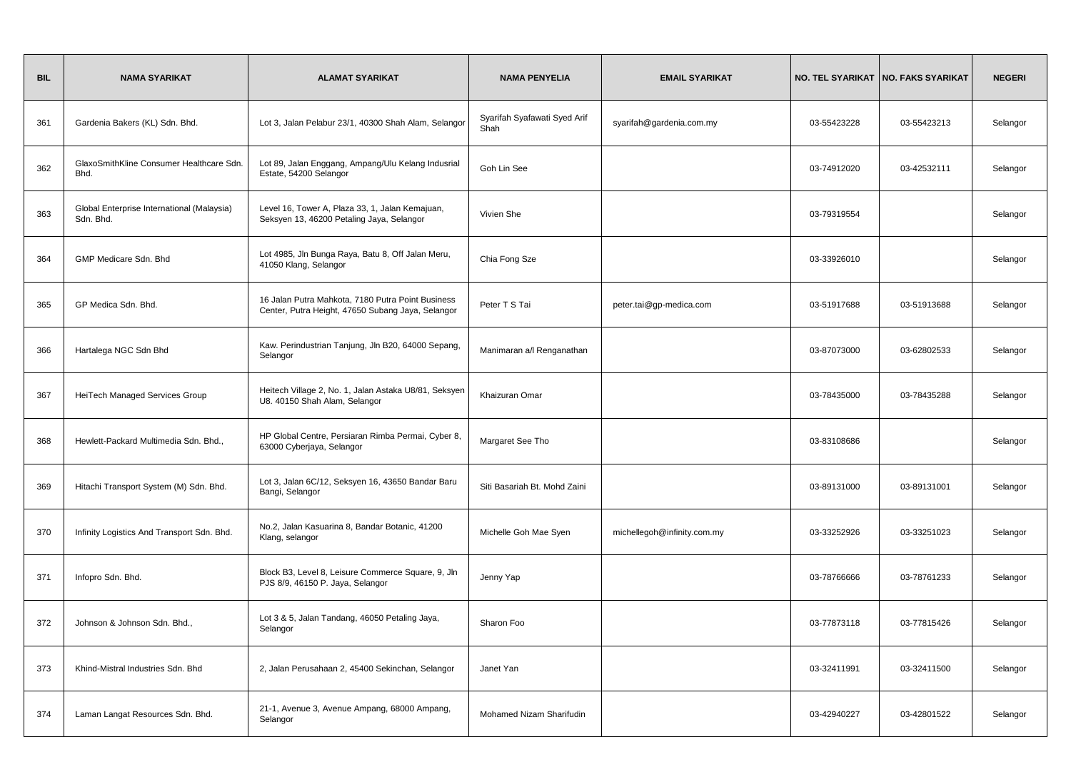| BIL | NAMA SYARIKAT | ALAMAT SYARIKAT | NAMA PENYELIA | EMAIL SYARIKAT | NO. TEL SYARIKAT | NO. FAKS SYARIKAT | NEGERI |
|---|---|---|---|---|---|---|---|
| 361 | Gardenia Bakers (KL) Sdn. Bhd. | Lot 3, Jalan Pelabur 23/1, 40300 Shah Alam, Selangor | Syarifah Syafawati Syed Arif Shah | syarifah@gardenia.com.my | 03-55423228 | 03-55423213 | Selangor |
| 362 | GlaxoSmithKline Consumer Healthcare Sdn. Bhd. | Lot 89, Jalan Enggang, Ampang/Ulu Kelang Indusrial Estate, 54200 Selangor | Goh Lin See | | 03-74912020 | 03-42532111 | Selangor |
| 363 | Global Enterprise International (Malaysia) Sdn. Bhd. | Level 16, Tower A, Plaza 33, 1, Jalan Kemajuan, Seksyen 13, 46200 Petaling Jaya, Selangor | Vivien She | | 03-79319554 | | Selangor |
| 364 | GMP Medicare Sdn. Bhd | Lot 4985, Jln Bunga Raya, Batu 8, Off Jalan Meru, 41050 Klang, Selangor | Chia Fong Sze | | 03-33926010 | | Selangor |
| 365 | GP Medica Sdn. Bhd. | 16 Jalan Putra Mahkota, 7180 Putra Point Business Center, Putra Height, 47650 Subang Jaya, Selangor | Peter T S Tai | peter.tai@gp-medica.com | 03-51917688 | 03-51913688 | Selangor |
| 366 | Hartalega NGC Sdn Bhd | Kaw. Perindustrian Tanjung, Jln B20, 64000 Sepang, Selangor | Manimaran a/l Renganathan | | 03-87073000 | 03-62802533 | Selangor |
| 367 | HeiTech Managed Services Group | Heitech Village 2, No. 1, Jalan Astaka U8/81, Seksyen U8. 40150 Shah Alam, Selangor | Khaizuran Omar | | 03-78435000 | 03-78435288 | Selangor |
| 368 | Hewlett-Packard Multimedia Sdn. Bhd., | HP Global Centre, Persiaran Rimba Permai, Cyber 8, 63000 Cyberjaya, Selangor | Margaret See Tho | | 03-83108686 | | Selangor |
| 369 | Hitachi Transport System (M) Sdn. Bhd. | Lot 3, Jalan 6C/12, Seksyen 16, 43650 Bandar Baru Bangi, Selangor | Siti Basariah Bt. Mohd Zaini | | 03-89131000 | 03-89131001 | Selangor |
| 370 | Infinity Logistics And Transport Sdn. Bhd. | No.2, Jalan Kasuarina 8, Bandar Botanic, 41200 Klang, selangor | Michelle Goh Mae Syen | michellegoh@infinity.com.my | 03-33252926 | 03-33251023 | Selangor |
| 371 | Infopro Sdn. Bhd. | Block B3, Level 8, Leisure Commerce Square, 9, Jln PJS 8/9, 46150 P. Jaya, Selangor | Jenny Yap | | 03-78766666 | 03-78761233 | Selangor |
| 372 | Johnson & Johnson Sdn. Bhd., | Lot 3 & 5, Jalan Tandang, 46050 Petaling Jaya, Selangor | Sharon Foo | | 03-77873118 | 03-77815426 | Selangor |
| 373 | Khind-Mistral Industries Sdn. Bhd | 2, Jalan Perusahaan 2, 45400 Sekinchan, Selangor | Janet Yan | | 03-32411991 | 03-32411500 | Selangor |
| 374 | Laman Langat Resources Sdn. Bhd. | 21-1, Avenue 3, Avenue Ampang, 68000 Ampang, Selangor | Mohamed Nizam Sharifudin | | 03-42940227 | 03-42801522 | Selangor |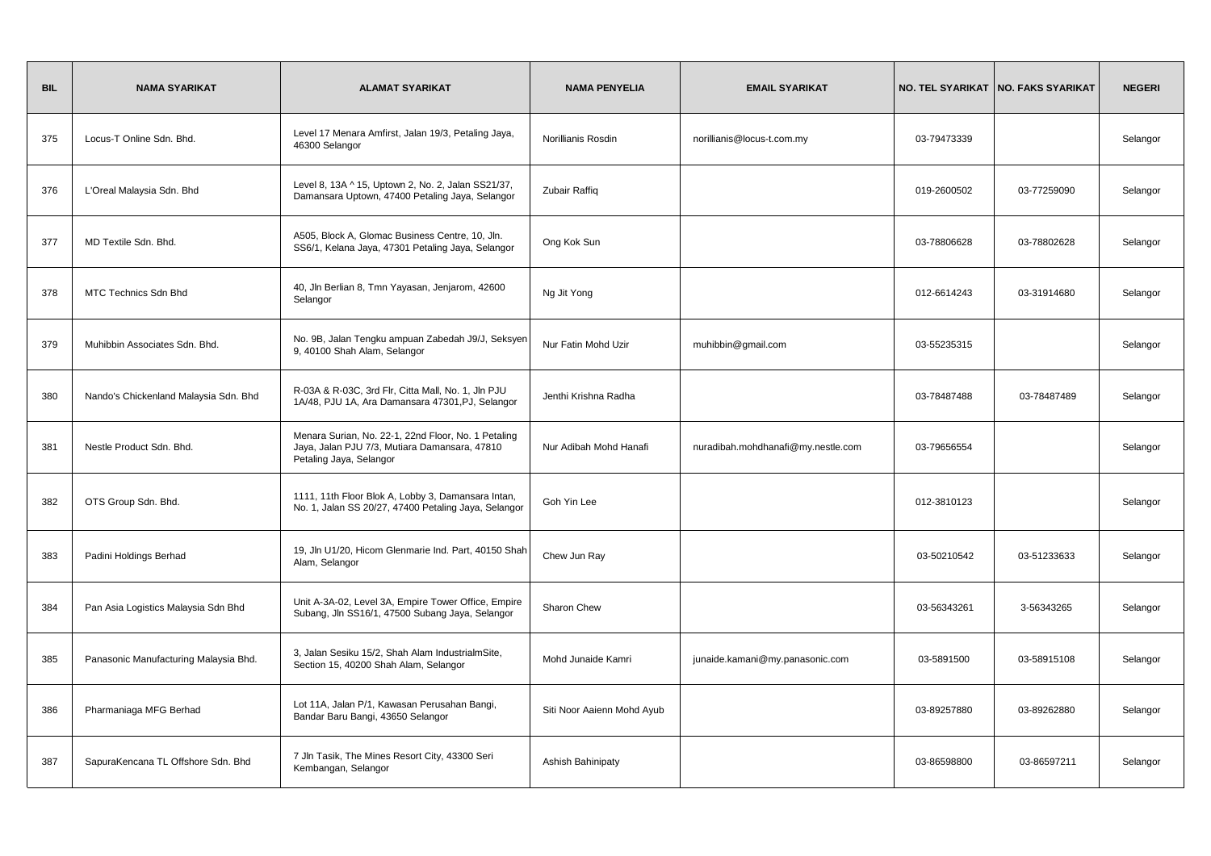| BIL | NAMA SYARIKAT | ALAMAT SYARIKAT | NAMA PENYELIA | EMAIL SYARIKAT | NO. TEL SYARIKAT | NO. FAKS SYARIKAT | NEGERI |
|---|---|---|---|---|---|---|---|
| 375 | Locus-T Online Sdn. Bhd. | Level 17 Menara Amfirst, Jalan 19/3, Petaling Jaya, 46300 Selangor | Norillianis Rosdin | norillianis@locus-t.com.my | 03-79473339 | | Selangor |
| 376 | L'Oreal Malaysia Sdn. Bhd | Level 8, 13A ^ 15, Uptown 2, No. 2, Jalan SS21/37, Damansara Uptown, 47400 Petaling Jaya, Selangor | Zubair Raffiq | | 019-2600502 | 03-77259090 | Selangor |
| 377 | MD Textile Sdn. Bhd. | A505, Block A, Glomac Business Centre, 10, Jln. SS6/1, Kelana Jaya, 47301 Petaling Jaya, Selangor | Ong Kok Sun | | 03-78806628 | 03-78802628 | Selangor |
| 378 | MTC Technics Sdn Bhd | 40, Jln Berlian 8, Tmn Yayasan, Jenjarom, 42600 Selangor | Ng Jit Yong | | 012-6614243 | 03-31914680 | Selangor |
| 379 | Muhibbin Associates Sdn. Bhd. | No. 9B, Jalan Tengku ampuan Zabedah J9/J, Seksyen 9, 40100 Shah Alam, Selangor | Nur Fatin Mohd Uzir | muhibbin@gmail.com | 03-55235315 | | Selangor |
| 380 | Nando's Chickenland Malaysia Sdn. Bhd | R-03A & R-03C, 3rd Flr, Citta Mall, No. 1, Jln PJU 1A/48, PJU 1A, Ara Damansara 47301,PJ, Selangor | Jenthi Krishna Radha | | 03-78487488 | 03-78487489 | Selangor |
| 381 | Nestle Product Sdn. Bhd. | Menara Surian, No. 22-1, 22nd Floor, No. 1 Petaling Jaya, Jalan PJU 7/3, Mutiara Damansara, 47810 Petaling Jaya, Selangor | Nur Adibah Mohd Hanafi | nuradibah.mohdhanafi@my.nestle.com | 03-79656554 | | Selangor |
| 382 | OTS Group Sdn. Bhd. | 1111, 11th Floor Blok A, Lobby 3, Damansara Intan, No. 1, Jalan SS 20/27, 47400 Petaling Jaya, Selangor | Goh Yin Lee | | 012-3810123 | | Selangor |
| 383 | Padini Holdings Berhad | 19, Jln U1/20, Hicom Glenmarie Ind. Part, 40150 Shah Alam, Selangor | Chew Jun Ray | | 03-50210542 | 03-51233633 | Selangor |
| 384 | Pan Asia Logistics Malaysia Sdn Bhd | Unit A-3A-02, Level 3A, Empire Tower Office, Empire Subang, Jln SS16/1, 47500 Subang Jaya, Selangor | Sharon Chew | | 03-56343261 | 3-56343265 | Selangor |
| 385 | Panasonic Manufacturing Malaysia Bhd. | 3, Jalan Sesiku 15/2, Shah Alam IndustrialmSite, Section 15, 40200 Shah Alam, Selangor | Mohd Junaide Kamri | junaide.kamani@my.panasonic.com | 03-5891500 | 03-58915108 | Selangor |
| 386 | Pharmaniaga MFG Berhad | Lot 11A, Jalan P/1, Kawasan Perusahan Bangi, Bandar Baru Bangi, 43650 Selangor | Siti Noor Aaienn Mohd Ayub | | 03-89257880 | 03-89262880 | Selangor |
| 387 | SapuraKencana TL Offshore Sdn. Bhd | 7 Jln Tasik, The Mines Resort City, 43300 Seri Kembangan, Selangor | Ashish Bahinipaty | | 03-86598800 | 03-86597211 | Selangor |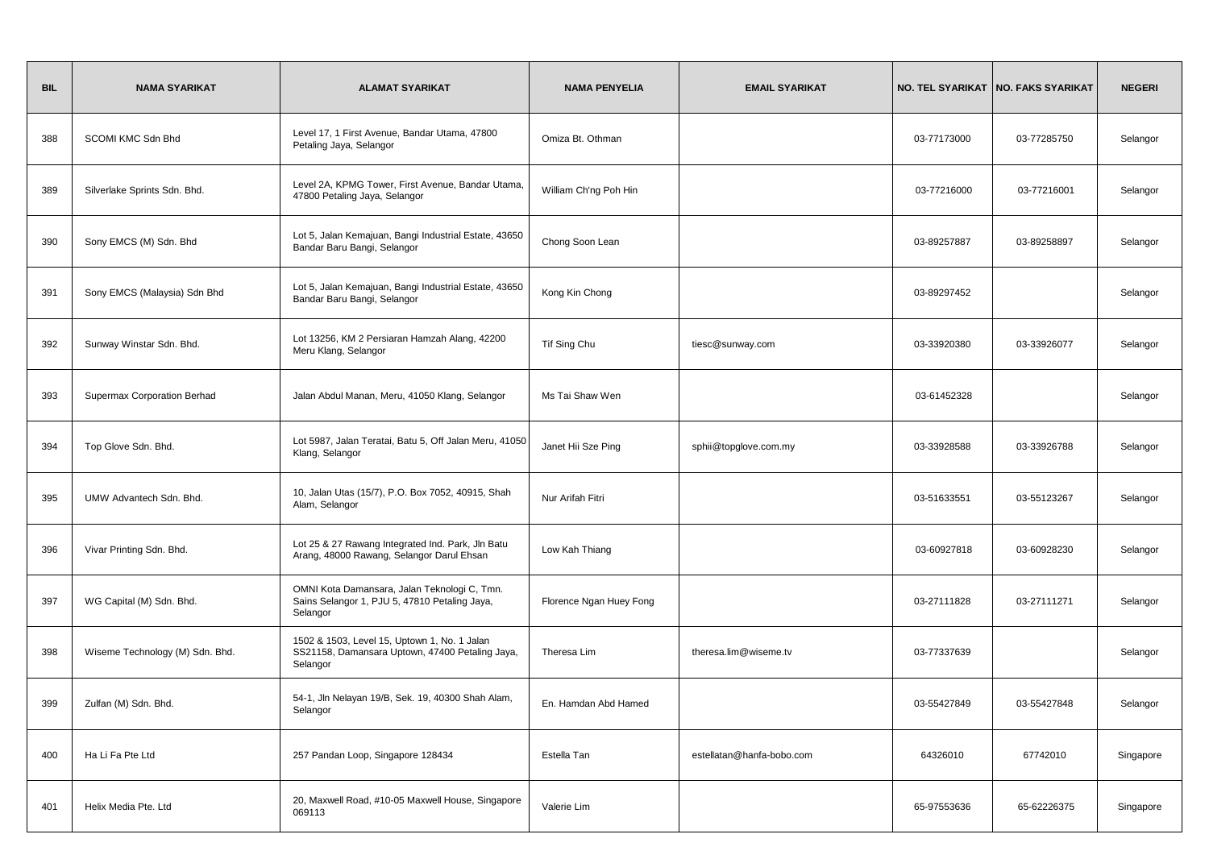| BIL | NAMA SYARIKAT | ALAMAT SYARIKAT | NAMA PENYELIA | EMAIL SYARIKAT | NO. TEL SYARIKAT | NO. FAKS SYARIKAT | NEGERI |
|---|---|---|---|---|---|---|---|
| 388 | SCOMI KMC Sdn Bhd | Level 17, 1 First Avenue, Bandar Utama, 47800 Petaling Jaya, Selangor | Omiza Bt. Othman | | 03-77173000 | 03-77285750 | Selangor |
| 389 | Silverlake Sprints Sdn. Bhd. | Level 2A, KPMG Tower, First Avenue, Bandar Utama, 47800 Petaling Jaya, Selangor | William Ch'ng Poh Hin | | 03-77216000 | 03-77216001 | Selangor |
| 390 | Sony EMCS (M) Sdn. Bhd | Lot 5, Jalan Kemajuan, Bangi Industrial Estate, 43650 Bandar Baru Bangi, Selangor | Chong Soon Lean | | 03-89257887 | 03-89258897 | Selangor |
| 391 | Sony EMCS (Malaysia) Sdn Bhd | Lot 5, Jalan Kemajuan, Bangi Industrial Estate, 43650 Bandar Baru Bangi, Selangor | Kong Kin Chong | | 03-89297452 | | Selangor |
| 392 | Sunway Winstar Sdn. Bhd. | Lot 13256, KM 2 Persiaran Hamzah Alang, 42200 Meru Klang, Selangor | Tif Sing Chu | tiesc@sunway.com | 03-33920380 | 03-33926077 | Selangor |
| 393 | Supermax Corporation Berhad | Jalan Abdul Manan, Meru, 41050 Klang, Selangor | Ms Tai Shaw Wen | | 03-61452328 | | Selangor |
| 394 | Top Glove Sdn. Bhd. | Lot 5987, Jalan Teratai, Batu 5, Off Jalan Meru, 41050 Klang, Selangor | Janet Hii Sze Ping | sphii@topglove.com.my | 03-33928588 | 03-33926788 | Selangor |
| 395 | UMW Advantech Sdn. Bhd. | 10, Jalan Utas (15/7), P.O. Box 7052, 40915, Shah Alam, Selangor | Nur Arifah Fitri | | 03-51633551 | 03-55123267 | Selangor |
| 396 | Vivar Printing Sdn. Bhd. | Lot 25 & 27 Rawang Integrated Ind. Park, Jln Batu Arang, 48000 Rawang, Selangor Darul Ehsan | Low Kah Thiang | | 03-60927818 | 03-60928230 | Selangor |
| 397 | WG Capital (M) Sdn. Bhd. | OMNI Kota Damansara, Jalan Teknologi C, Tmn. Sains Selangor 1, PJU 5, 47810 Petaling Jaya, Selangor | Florence Ngan Huey Fong | | 03-27111828 | 03-27111271 | Selangor |
| 398 | Wiseme Technology (M) Sdn. Bhd. | 1502 & 1503, Level 15, Uptown 1, No. 1 Jalan SS21158, Damansara Uptown, 47400 Petaling Jaya, Selangor | Theresa Lim | theresa.lim@wiseme.tv | 03-77337639 | | Selangor |
| 399 | Zulfan (M) Sdn. Bhd. | 54-1, Jln Nelayan 19/B, Sek. 19, 40300 Shah Alam, Selangor | En. Hamdan Abd Hamed | | 03-55427849 | 03-55427848 | Selangor |
| 400 | Ha Li Fa Pte Ltd | 257 Pandan Loop, Singapore 128434 | Estella Tan | estellatan@hanfa-bobo.com | 64326010 | 67742010 | Singapore |
| 401 | Helix Media Pte. Ltd | 20, Maxwell Road, #10-05 Maxwell House, Singapore 069113 | Valerie Lim | | 65-97553636 | 65-62226375 | Singapore |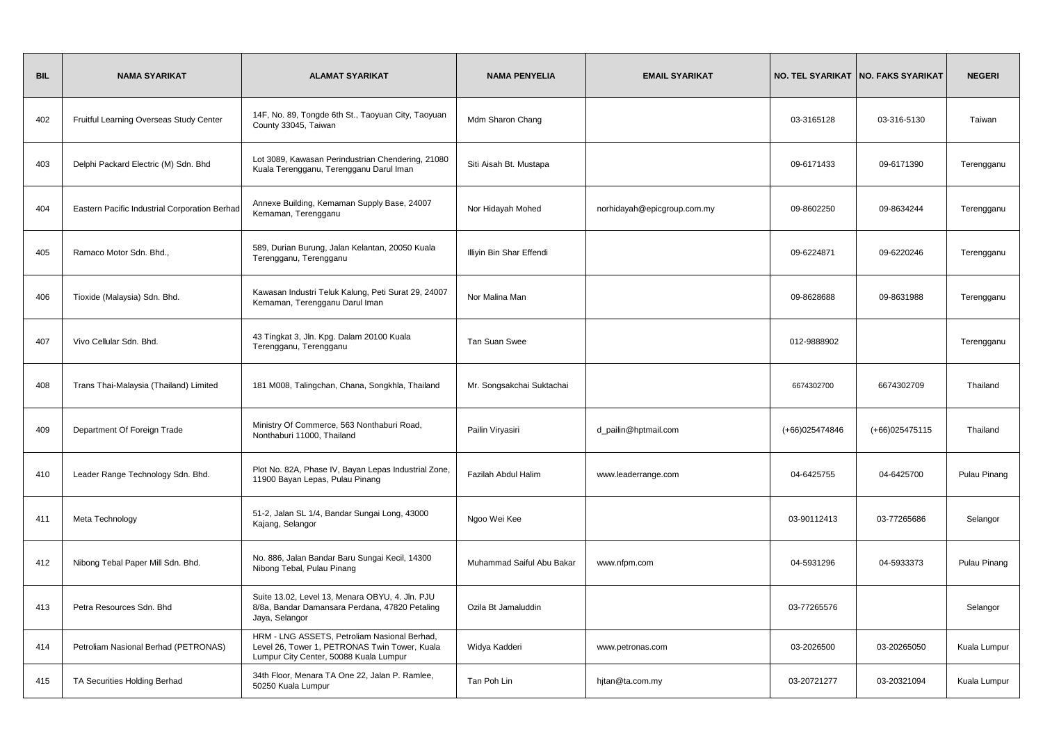| BIL | NAMA SYARIKAT | ALAMAT SYARIKAT | NAMA PENYELIA | EMAIL SYARIKAT | NO. TEL SYARIKAT | NO. FAKS SYARIKAT | NEGERI |
|---|---|---|---|---|---|---|---|
| 402 | Fruitful Learning Overseas Study Center | 14F, No. 89, Tongde 6th St., Taoyuan City, Taoyuan County 33045, Taiwan | Mdm Sharon Chang | | 03-3165128 | 03-316-5130 | Taiwan |
| 403 | Delphi Packard Electric (M) Sdn. Bhd | Lot 3089, Kawasan Perindustrian Chendering, 21080 Kuala Terengganu, Terengganu Darul Iman | Siti Aisah Bt. Mustapa | | 09-6171433 | 09-6171390 | Terengganu |
| 404 | Eastern Pacific Industrial Corporation Berhad | Annexe Building, Kemaman Supply Base, 24007 Kemaman, Terengganu | Nor Hidayah Mohed | norhidayah@epicgroup.com.my | 09-8602250 | 09-8634244 | Terengganu |
| 405 | Ramaco Motor Sdn. Bhd., | 589, Durian Burung, Jalan Kelantan, 20050 Kuala Terengganu, Terengganu | Illiyin Bin Shar Effendi | | 09-6224871 | 09-6220246 | Terengganu |
| 406 | Tioxide (Malaysia) Sdn. Bhd. | Kawasan Industri Teluk Kalung, Peti Surat 29, 24007 Kemaman, Terengganu Darul Iman | Nor Malina Man | | 09-8628688 | 09-8631988 | Terengganu |
| 407 | Vivo Cellular Sdn. Bhd. | 43 Tingkat 3, Jln. Kpg. Dalam 20100 Kuala Terengganu, Terengganu | Tan Suan Swee | | 012-9888902 | | Terengganu |
| 408 | Trans Thai-Malaysia (Thailand) Limited | 181 M008, Talingchan, Chana, Songkhla, Thailand | Mr. Songsakchai Suktachai | | 6674302700 | 6674302709 | Thailand |
| 409 | Department Of Foreign Trade | Ministry Of Commerce, 563 Nonthaburi Road, Nonthaburi 11000, Thailand | Pailin Viryasiri | d_pailin@hptmail.com | (+66)025474846 | (+66)025475115 | Thailand |
| 410 | Leader Range Technology Sdn. Bhd. | Plot No. 82A, Phase IV, Bayan Lepas Industrial Zone, 11900 Bayan Lepas, Pulau Pinang | Fazilah Abdul Halim | www.leaderrange.com | 04-6425755 | 04-6425700 | Pulau Pinang |
| 411 | Meta Technology | 51-2, Jalan SL 1/4, Bandar Sungai Long, 43000 Kajang, Selangor | Ngoo Wei Kee | | 03-90112413 | 03-77265686 | Selangor |
| 412 | Nibong Tebal Paper Mill Sdn. Bhd. | No. 886, Jalan Bandar Baru Sungai Kecil, 14300 Nibong Tebal, Pulau Pinang | Muhammad Saiful Abu Bakar | www.nfpm.com | 04-5931296 | 04-5933373 | Pulau Pinang |
| 413 | Petra Resources Sdn. Bhd | Suite 13.02, Level 13, Menara OBYU, 4. Jln. PJU 8/8a, Bandar Damansara Perdana, 47820 Petaling Jaya, Selangor | Ozila Bt Jamaluddin | | 03-77265576 | | Selangor |
| 414 | Petroliam Nasional Berhad (PETRONAS) | HRM - LNG ASSETS, Petroliam Nasional Berhad, Level 26, Tower 1, PETRONAS Twin Tower, Kuala Lumpur City Center, 50088 Kuala Lumpur | Widya Kadderi | www.petronas.com | 03-2026500 | 03-20265050 | Kuala Lumpur |
| 415 | TA Securities Holding Berhad | 34th Floor, Menara TA One 22, Jalan P. Ramlee, 50250 Kuala Lumpur | Tan Poh Lin | hjtan@ta.com.my | 03-20721277 | 03-20321094 | Kuala Lumpur |